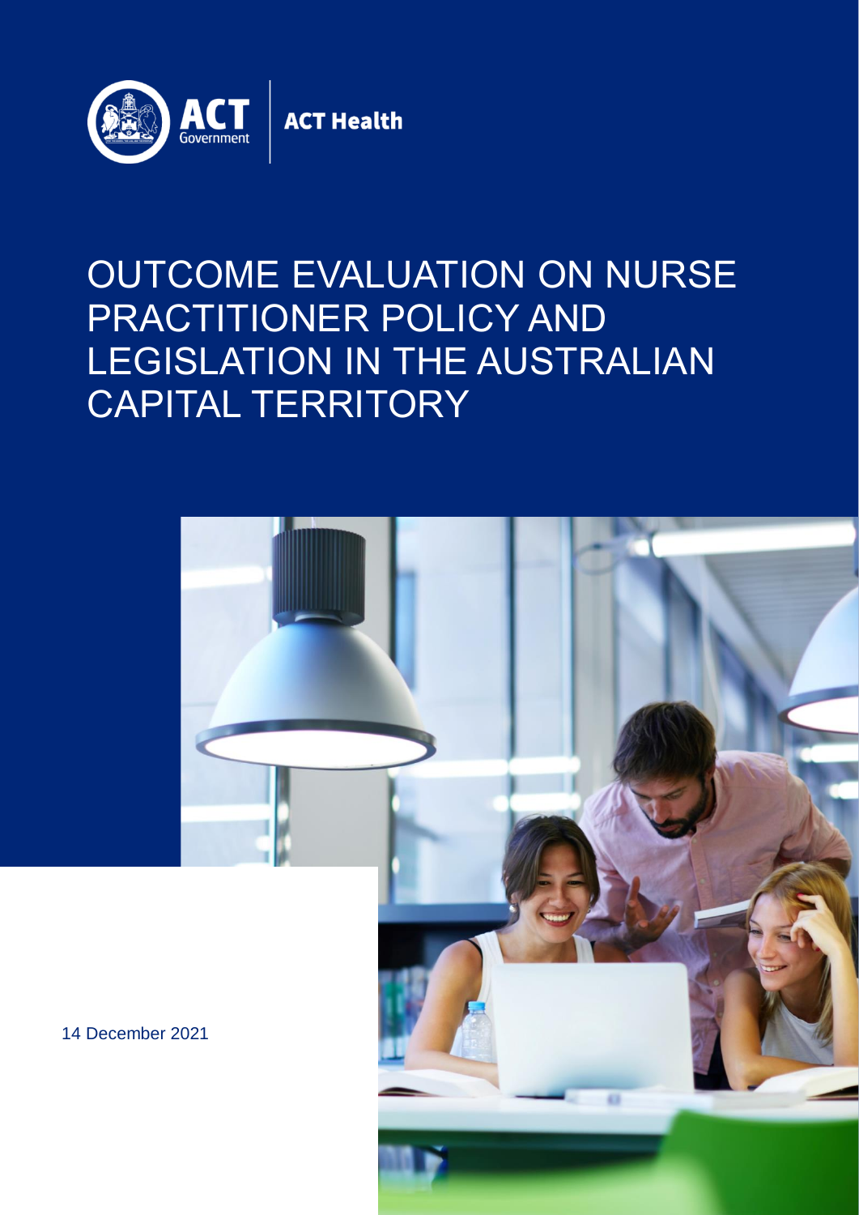ACT Government | ACT Health

# OUTCOME EVALUATION ON NURSE PRACTITIONER POLICY AND LEGISLATION IN THE AUSTRALIAN CAPITAL TERRITORY

14 December 2021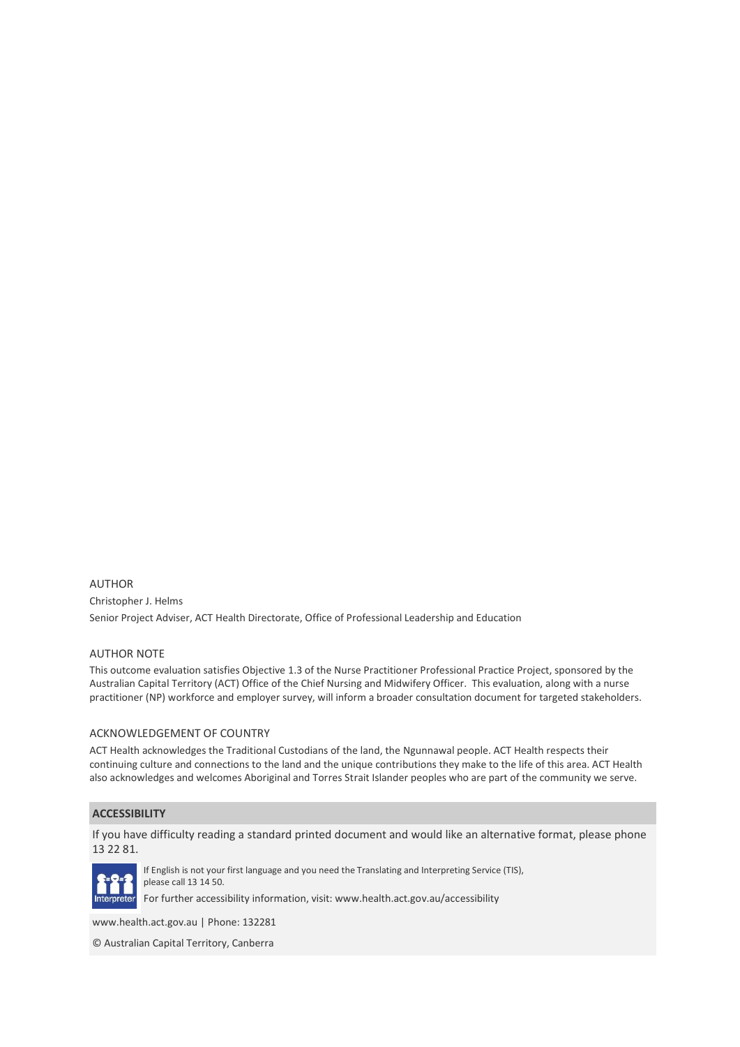AUTHOR

Christopher J. Helms

Senior Project Adviser, ACT Health Directorate, Office of Professional Leadership and Education

AUTHOR NOTE

This outcome evaluation satisfies Objective 1.3 of the Nurse Practitioner Professional Practice Project, sponsored by the Australian Capital Territory (ACT) Office of the Chief Nursing and Midwifery Officer. This evaluation, along with a nurse practitioner (NP) workforce and employer survey, will inform a broader consultation document for targeted stakeholders.

ACKNOWLEDGEMENT OF COUNTRY

ACT Health acknowledges the Traditional Custodians of the land, the Ngunnawal people. ACT Health respects their continuing culture and connections to the land and the unique contributions they make to the life of this area. ACT Health also acknowledges and welcomes Aboriginal and Torres Strait Islander peoples who are part of the community we serve.

**ACCESSIBILITY**

If you have difficulty reading a standard printed document and would like an alternative format, please phone 13 22 81.

If English is not your first language and you need the Translating and Interpreting Service (TIS), please call 13 14 50.

For further accessibility information, visit: www.health.act.gov.au/accessibility

www.health.act.gov.au | Phone: 132281

© Australian Capital Territory, Canberra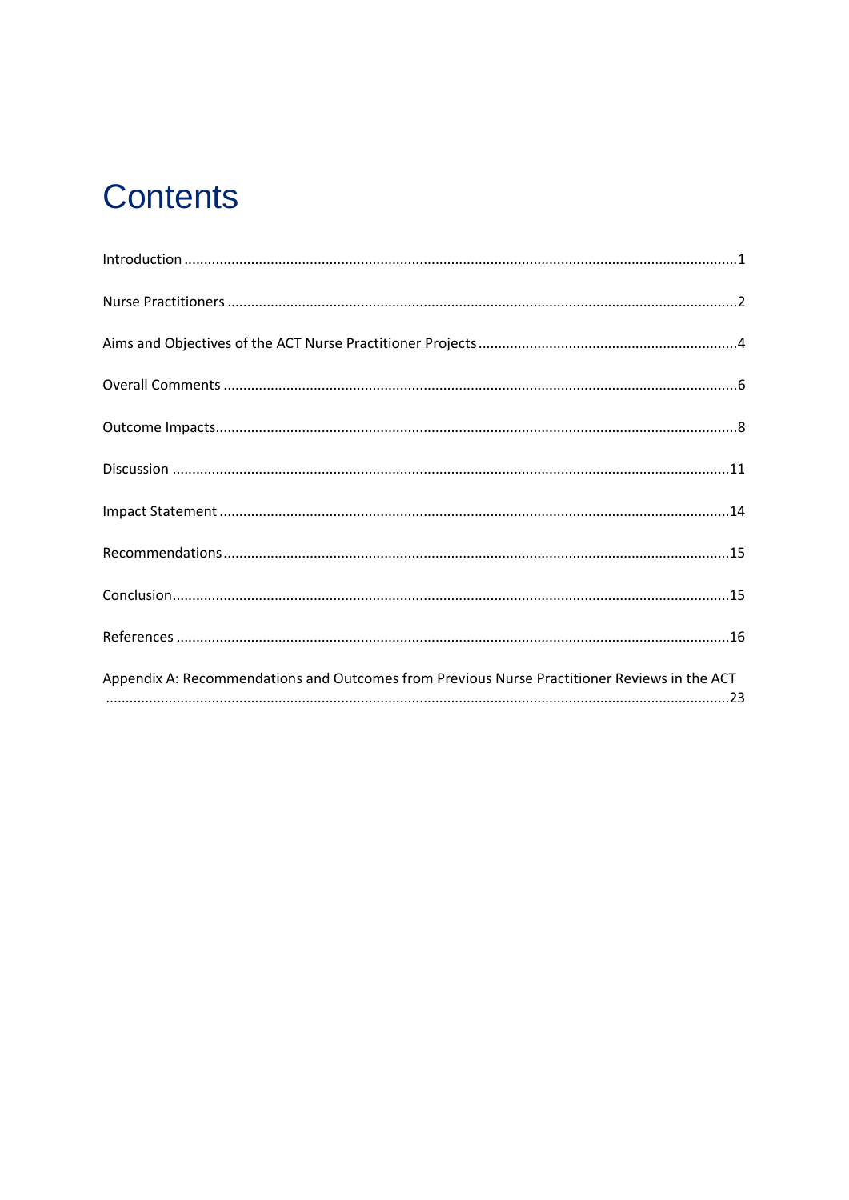# Contents

Introduction ........................................................................................................................................1

Nurse Practitioners ..............................................................................................................................2

Aims and Objectives of the ACT Nurse Practitioner Projects ................................................................4

Overall Comments ...............................................................................................................................6

Outcome Impacts..................................................................................................................................8

Discussion ..........................................................................................................................................11

Impact Statement ...............................................................................................................................14

Recommendations..............................................................................................................................15

Conclusion..........................................................................................................................................15

References .........................................................................................................................................16

Appendix A: Recommendations and Outcomes from Previous Nurse Practitioner Reviews in the ACT ..........................................................................................................................................................23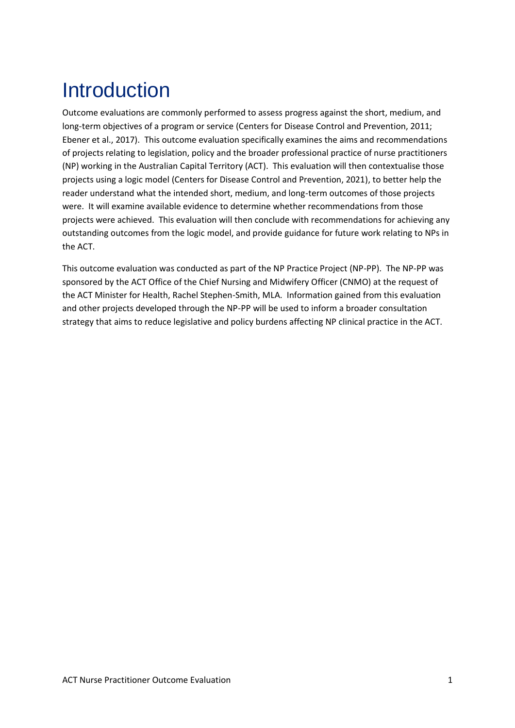# Introduction

Outcome evaluations are commonly performed to assess progress against the short, medium, and long-term objectives of a program or service (Centers for Disease Control and Prevention, 2011; Ebener et al., 2017). This outcome evaluation specifically examines the aims and recommendations of projects relating to legislation, policy and the broader professional practice of nurse practitioners (NP) working in the Australian Capital Territory (ACT). This evaluation will then contextualise those projects using a logic model (Centers for Disease Control and Prevention, 2021), to better help the reader understand what the intended short, medium, and long-term outcomes of those projects were. It will examine available evidence to determine whether recommendations from those projects were achieved. This evaluation will then conclude with recommendations for achieving any outstanding outcomes from the logic model, and provide guidance for future work relating to NPs in the ACT.

This outcome evaluation was conducted as part of the NP Practice Project (NP-PP). The NP-PP was sponsored by the ACT Office of the Chief Nursing and Midwifery Officer (CNMO) at the request of the ACT Minister for Health, Rachel Stephen-Smith, MLA. Information gained from this evaluation and other projects developed through the NP-PP will be used to inform a broader consultation strategy that aims to reduce legislative and policy burdens affecting NP clinical practice in the ACT.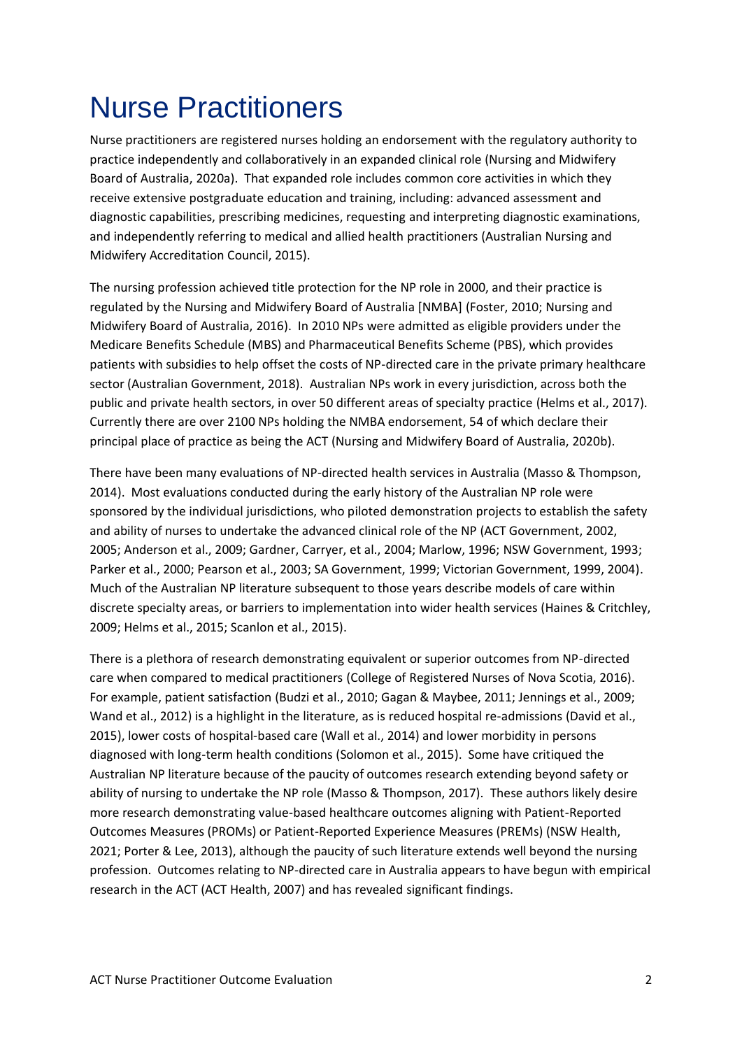# Nurse Practitioners

Nurse practitioners are registered nurses holding an endorsement with the regulatory authority to practice independently and collaboratively in an expanded clinical role (Nursing and Midwifery Board of Australia, 2020a). That expanded role includes common core activities in which they receive extensive postgraduate education and training, including: advanced assessment and diagnostic capabilities, prescribing medicines, requesting and interpreting diagnostic examinations, and independently referring to medical and allied health practitioners (Australian Nursing and Midwifery Accreditation Council, 2015).

The nursing profession achieved title protection for the NP role in 2000, and their practice is regulated by the Nursing and Midwifery Board of Australia [NMBA] (Foster, 2010; Nursing and Midwifery Board of Australia, 2016). In 2010 NPs were admitted as eligible providers under the Medicare Benefits Schedule (MBS) and Pharmaceutical Benefits Scheme (PBS), which provides patients with subsidies to help offset the costs of NP-directed care in the private primary healthcare sector (Australian Government, 2018). Australian NPs work in every jurisdiction, across both the public and private health sectors, in over 50 different areas of specialty practice (Helms et al., 2017). Currently there are over 2100 NPs holding the NMBA endorsement, 54 of which declare their principal place of practice as being the ACT (Nursing and Midwifery Board of Australia, 2020b).

There have been many evaluations of NP-directed health services in Australia (Masso & Thompson, 2014). Most evaluations conducted during the early history of the Australian NP role were sponsored by the individual jurisdictions, who piloted demonstration projects to establish the safety and ability of nurses to undertake the advanced clinical role of the NP (ACT Government, 2002, 2005; Anderson et al., 2009; Gardner, Carryer, et al., 2004; Marlow, 1996; NSW Government, 1993; Parker et al., 2000; Pearson et al., 2003; SA Government, 1999; Victorian Government, 1999, 2004). Much of the Australian NP literature subsequent to those years describe models of care within discrete specialty areas, or barriers to implementation into wider health services (Haines & Critchley, 2009; Helms et al., 2015; Scanlon et al., 2015).

There is a plethora of research demonstrating equivalent or superior outcomes from NP-directed care when compared to medical practitioners (College of Registered Nurses of Nova Scotia, 2016). For example, patient satisfaction (Budzi et al., 2010; Gagan & Maybee, 2011; Jennings et al., 2009; Wand et al., 2012) is a highlight in the literature, as is reduced hospital re-admissions (David et al., 2015), lower costs of hospital-based care (Wall et al., 2014) and lower morbidity in persons diagnosed with long-term health conditions (Solomon et al., 2015). Some have critiqued the Australian NP literature because of the paucity of outcomes research extending beyond safety or ability of nursing to undertake the NP role (Masso & Thompson, 2017). These authors likely desire more research demonstrating value-based healthcare outcomes aligning with Patient-Reported Outcomes Measures (PROMs) or Patient-Reported Experience Measures (PREMs) (NSW Health, 2021; Porter & Lee, 2013), although the paucity of such literature extends well beyond the nursing profession. Outcomes relating to NP-directed care in Australia appears to have begun with empirical research in the ACT (ACT Health, 2007) and has revealed significant findings.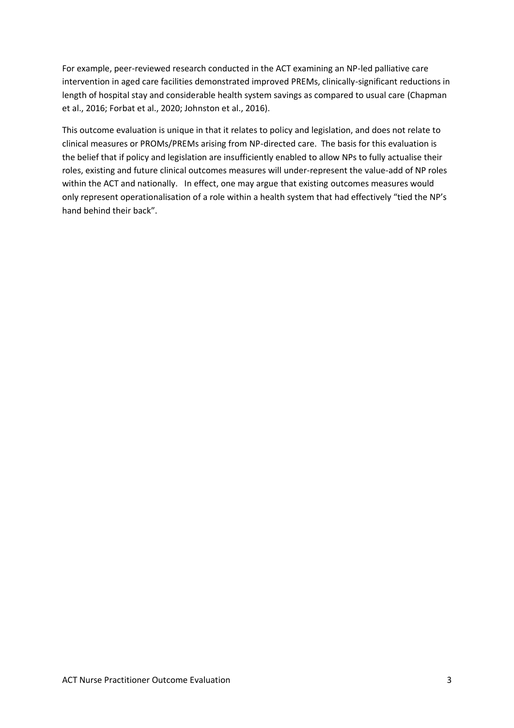For example, peer-reviewed research conducted in the ACT examining an NP-led palliative care intervention in aged care facilities demonstrated improved PREMs, clinically-significant reductions in length of hospital stay and considerable health system savings as compared to usual care (Chapman et al., 2016; Forbat et al., 2020; Johnston et al., 2016).

This outcome evaluation is unique in that it relates to policy and legislation, and does not relate to clinical measures or PROMs/PREMs arising from NP-directed care. The basis for this evaluation is the belief that if policy and legislation are insufficiently enabled to allow NPs to fully actualise their roles, existing and future clinical outcomes measures will under-represent the value-add of NP roles within the ACT and nationally. In effect, one may argue that existing outcomes measures would only represent operationalisation of a role within a health system that had effectively "tied the NP's hand behind their back".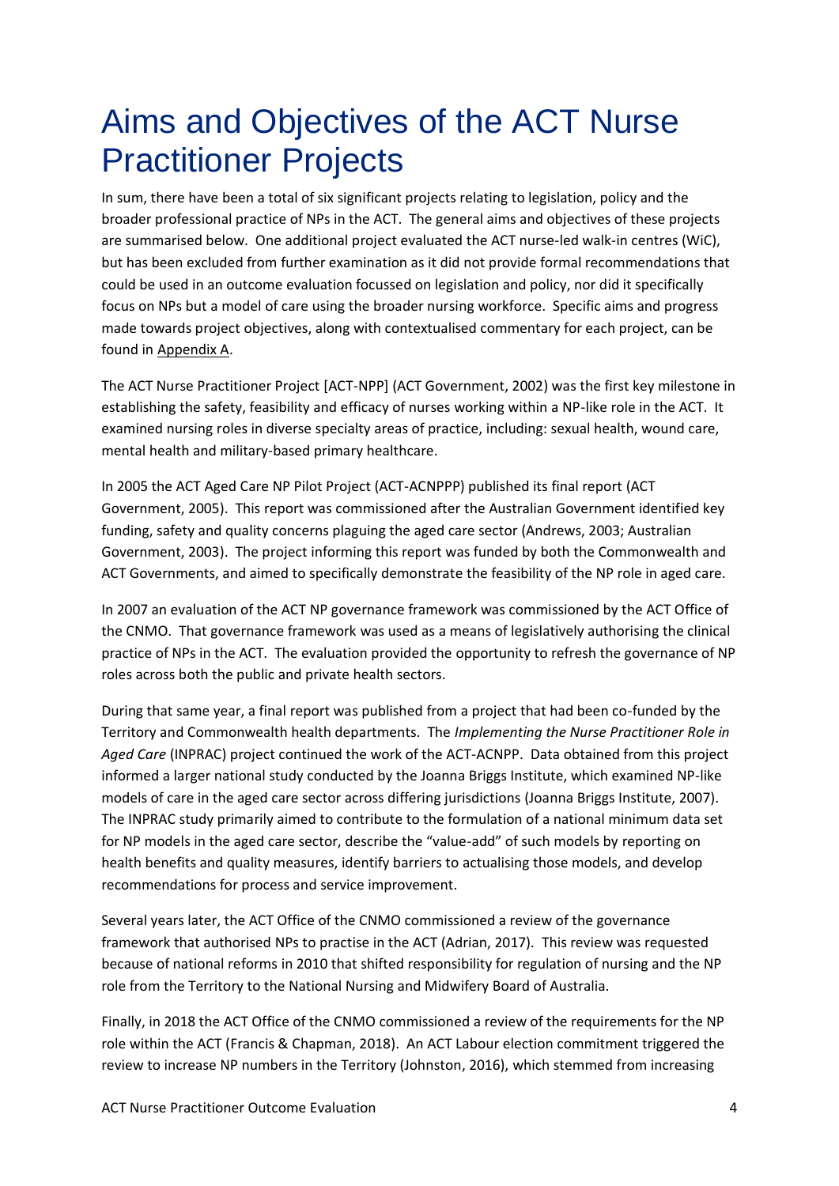# Aims and Objectives of the ACT Nurse Practitioner Projects

In sum, there have been a total of six significant projects relating to legislation, policy and the broader professional practice of NPs in the ACT. The general aims and objectives of these projects are summarised below. One additional project evaluated the ACT nurse-led walk-in centres (WiC), but has been excluded from further examination as it did not provide formal recommendations that could be used in an outcome evaluation focussed on legislation and policy, nor did it specifically focus on NPs but a model of care using the broader nursing workforce. Specific aims and progress made towards project objectives, along with contextualised commentary for each project, can be found in Appendix A.

The ACT Nurse Practitioner Project [ACT-NPP] (ACT Government, 2002) was the first key milestone in establishing the safety, feasibility and efficacy of nurses working within a NP-like role in the ACT. It examined nursing roles in diverse specialty areas of practice, including: sexual health, wound care, mental health and military-based primary healthcare.

In 2005 the ACT Aged Care NP Pilot Project (ACT-ACNPPP) published its final report (ACT Government, 2005). This report was commissioned after the Australian Government identified key funding, safety and quality concerns plaguing the aged care sector (Andrews, 2003; Australian Government, 2003). The project informing this report was funded by both the Commonwealth and ACT Governments, and aimed to specifically demonstrate the feasibility of the NP role in aged care.

In 2007 an evaluation of the ACT NP governance framework was commissioned by the ACT Office of the CNMO. That governance framework was used as a means of legislatively authorising the clinical practice of NPs in the ACT. The evaluation provided the opportunity to refresh the governance of NP roles across both the public and private health sectors.

During that same year, a final report was published from a project that had been co-funded by the Territory and Commonwealth health departments. The *Implementing the Nurse Practitioner Role in Aged Care* (INPRAC) project continued the work of the ACT-ACNPP. Data obtained from this project informed a larger national study conducted by the Joanna Briggs Institute, which examined NP-like models of care in the aged care sector across differing jurisdictions (Joanna Briggs Institute, 2007). The INPRAC study primarily aimed to contribute to the formulation of a national minimum data set for NP models in the aged care sector, describe the "value-add" of such models by reporting on health benefits and quality measures, identify barriers to actualising those models, and develop recommendations for process and service improvement.

Several years later, the ACT Office of the CNMO commissioned a review of the governance framework that authorised NPs to practise in the ACT (Adrian, 2017). This review was requested because of national reforms in 2010 that shifted responsibility for regulation of nursing and the NP role from the Territory to the National Nursing and Midwifery Board of Australia.

Finally, in 2018 the ACT Office of the CNMO commissioned a review of the requirements for the NP role within the ACT (Francis & Chapman, 2018). An ACT Labour election commitment triggered the review to increase NP numbers in the Territory (Johnston, 2016), which stemmed from increasing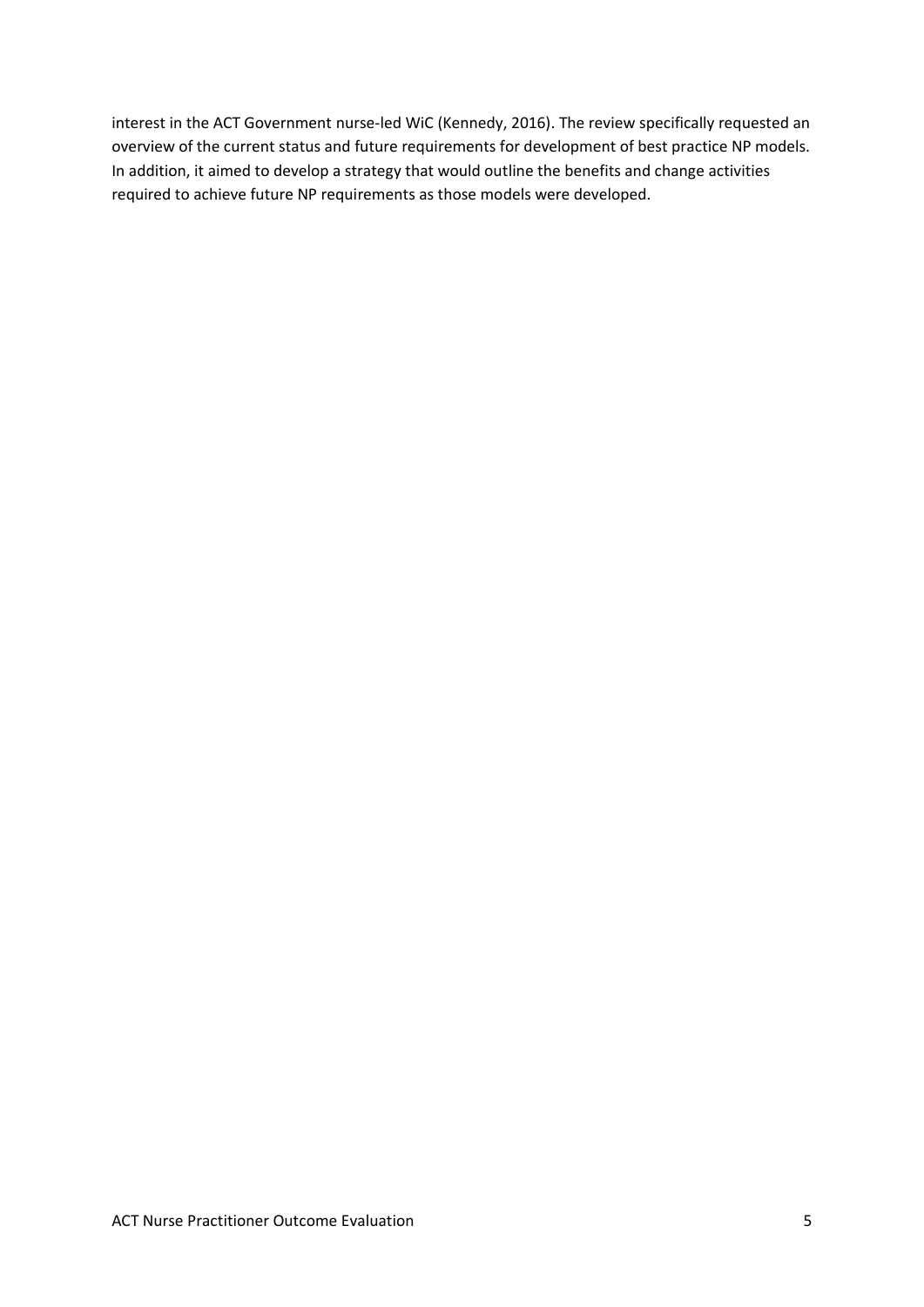interest in the ACT Government nurse-led WiC (Kennedy, 2016). The review specifically requested an overview of the current status and future requirements for development of best practice NP models. In addition, it aimed to develop a strategy that would outline the benefits and change activities required to achieve future NP requirements as those models were developed.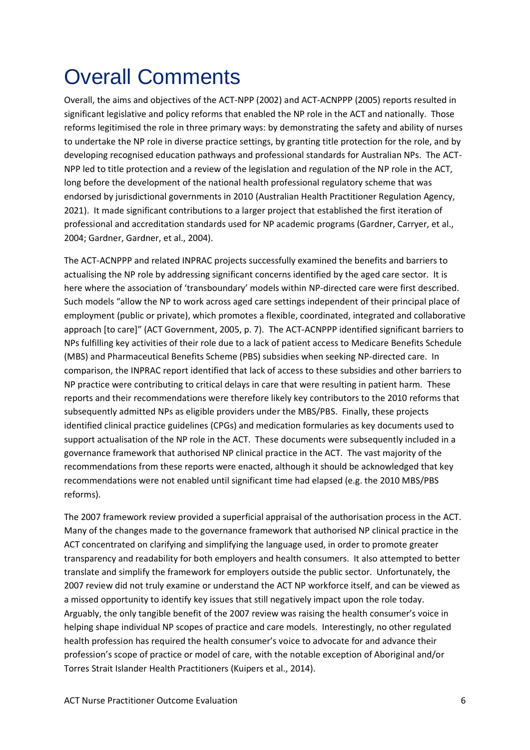# Overall Comments

Overall, the aims and objectives of the ACT-NPP (2002) and ACT-ACNPPP (2005) reports resulted in significant legislative and policy reforms that enabled the NP role in the ACT and nationally. Those reforms legitimised the role in three primary ways: by demonstrating the safety and ability of nurses to undertake the NP role in diverse practice settings, by granting title protection for the role, and by developing recognised education pathways and professional standards for Australian NPs. The ACT-NPP led to title protection and a review of the legislation and regulation of the NP role in the ACT, long before the development of the national health professional regulatory scheme that was endorsed by jurisdictional governments in 2010 (Australian Health Practitioner Regulation Agency, 2021). It made significant contributions to a larger project that established the first iteration of professional and accreditation standards used for NP academic programs (Gardner, Carryer, et al., 2004; Gardner, Gardner, et al., 2004).

The ACT-ACNPPP and related INPRAC projects successfully examined the benefits and barriers to actualising the NP role by addressing significant concerns identified by the aged care sector. It is here where the association of 'transboundary' models within NP-directed care were first described. Such models "allow the NP to work across aged care settings independent of their principal place of employment (public or private), which promotes a flexible, coordinated, integrated and collaborative approach [to care]" (ACT Government, 2005, p. 7). The ACT-ACNPPP identified significant barriers to NPs fulfilling key activities of their role due to a lack of patient access to Medicare Benefits Schedule (MBS) and Pharmaceutical Benefits Scheme (PBS) subsidies when seeking NP-directed care. In comparison, the INPRAC report identified that lack of access to these subsidies and other barriers to NP practice were contributing to critical delays in care that were resulting in patient harm. These reports and their recommendations were therefore likely key contributors to the 2010 reforms that subsequently admitted NPs as eligible providers under the MBS/PBS. Finally, these projects identified clinical practice guidelines (CPGs) and medication formularies as key documents used to support actualisation of the NP role in the ACT. These documents were subsequently included in a governance framework that authorised NP clinical practice in the ACT. The vast majority of the recommendations from these reports were enacted, although it should be acknowledged that key recommendations were not enabled until significant time had elapsed (e.g. the 2010 MBS/PBS reforms).

The 2007 framework review provided a superficial appraisal of the authorisation process in the ACT. Many of the changes made to the governance framework that authorised NP clinical practice in the ACT concentrated on clarifying and simplifying the language used, in order to promote greater transparency and readability for both employers and health consumers. It also attempted to better translate and simplify the framework for employers outside the public sector. Unfortunately, the 2007 review did not truly examine or understand the ACT NP workforce itself, and can be viewed as a missed opportunity to identify key issues that still negatively impact upon the role today. Arguably, the only tangible benefit of the 2007 review was raising the health consumer's voice in helping shape individual NP scopes of practice and care models. Interestingly, no other regulated health profession has required the health consumer's voice to advocate for and advance their profession's scope of practice or model of care, with the notable exception of Aboriginal and/or Torres Strait Islander Health Practitioners (Kuipers et al., 2014).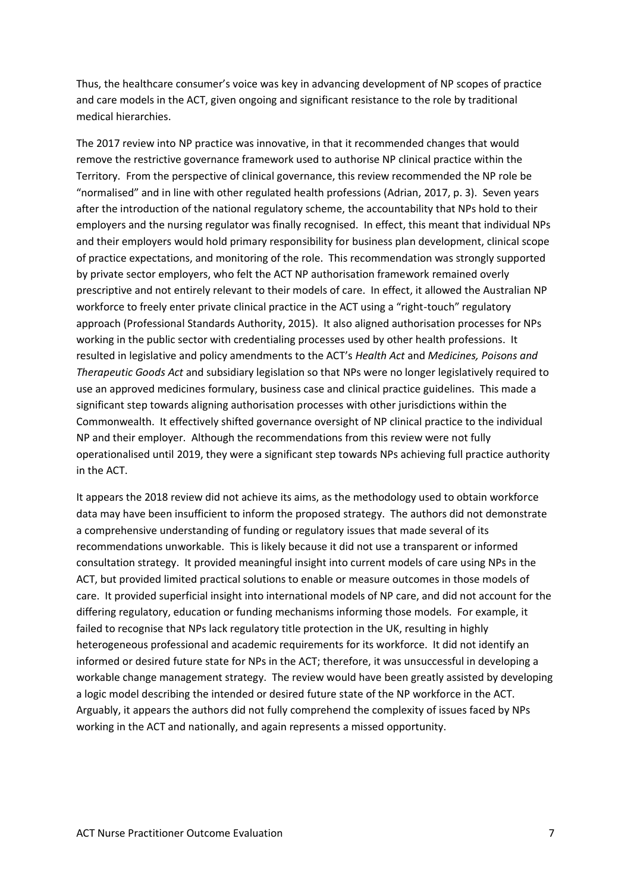Thus, the healthcare consumer's voice was key in advancing development of NP scopes of practice and care models in the ACT, given ongoing and significant resistance to the role by traditional medical hierarchies.

The 2017 review into NP practice was innovative, in that it recommended changes that would remove the restrictive governance framework used to authorise NP clinical practice within the Territory. From the perspective of clinical governance, this review recommended the NP role be "normalised" and in line with other regulated health professions (Adrian, 2017, p. 3). Seven years after the introduction of the national regulatory scheme, the accountability that NPs hold to their employers and the nursing regulator was finally recognised. In effect, this meant that individual NPs and their employers would hold primary responsibility for business plan development, clinical scope of practice expectations, and monitoring of the role. This recommendation was strongly supported by private sector employers, who felt the ACT NP authorisation framework remained overly prescriptive and not entirely relevant to their models of care. In effect, it allowed the Australian NP workforce to freely enter private clinical practice in the ACT using a "right-touch" regulatory approach (Professional Standards Authority, 2015). It also aligned authorisation processes for NPs working in the public sector with credentialing processes used by other health professions. It resulted in legislative and policy amendments to the ACT's *Health Act* and *Medicines, Poisons and Therapeutic Goods Act* and subsidiary legislation so that NPs were no longer legislatively required to use an approved medicines formulary, business case and clinical practice guidelines. This made a significant step towards aligning authorisation processes with other jurisdictions within the Commonwealth. It effectively shifted governance oversight of NP clinical practice to the individual NP and their employer. Although the recommendations from this review were not fully operationalised until 2019, they were a significant step towards NPs achieving full practice authority in the ACT.

It appears the 2018 review did not achieve its aims, as the methodology used to obtain workforce data may have been insufficient to inform the proposed strategy. The authors did not demonstrate a comprehensive understanding of funding or regulatory issues that made several of its recommendations unworkable. This is likely because it did not use a transparent or informed consultation strategy. It provided meaningful insight into current models of care using NPs in the ACT, but provided limited practical solutions to enable or measure outcomes in those models of care. It provided superficial insight into international models of NP care, and did not account for the differing regulatory, education or funding mechanisms informing those models. For example, it failed to recognise that NPs lack regulatory title protection in the UK, resulting in highly heterogeneous professional and academic requirements for its workforce. It did not identify an informed or desired future state for NPs in the ACT; therefore, it was unsuccessful in developing a workable change management strategy. The review would have been greatly assisted by developing a logic model describing the intended or desired future state of the NP workforce in the ACT. Arguably, it appears the authors did not fully comprehend the complexity of issues faced by NPs working in the ACT and nationally, and again represents a missed opportunity.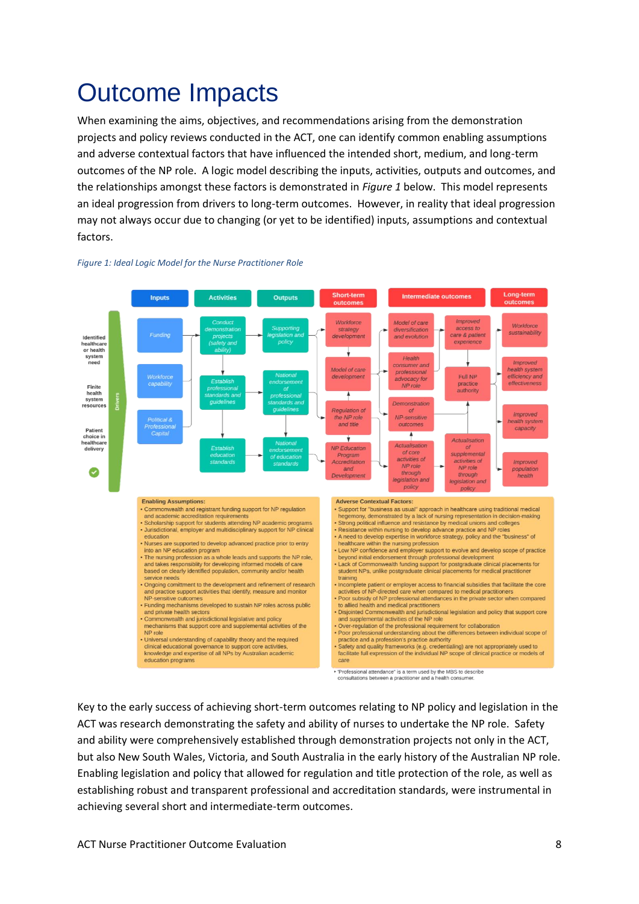# Outcome Impacts

When examining the aims, objectives, and recommendations arising from the demonstration projects and policy reviews conducted in the ACT, one can identify common enabling assumptions and adverse contextual factors that have influenced the intended short, medium, and long-term outcomes of the NP role. A logic model describing the inputs, activities, outputs and outcomes, and the relationships amongst these factors is demonstrated in *Figure 1* below. This model represents an ideal progression from drivers to long-term outcomes. However, in reality that ideal progression may not always occur due to changing (or yet to be identified) inputs, assumptions and contextual factors.

*Figure 1: Ideal Logic Model for the Nurse Practitioner Role*

Drivers: Identified healthcare or health system need; Finite health system resources; Patient choice in healthcare delivery

| Inputs | Activities | Outputs | Short-term outcomes | Intermediate outcomes | | Long-term outcomes |
|---|---|---|---|---|---|---|
| Funding | Conduct demonstration projects (safety and ability) | Supporting legislation and policy | Workforce strategy development | Model of care diversification and evolution | Improved access to care & patient experience | Workforce sustainability |
| Workforce capability | Establish professional standards and guidelines | National endorsement of professional standards and guidelines | Model of care development | Health consumer and professional advocacy for NP role | Full NP practice authority | Improved health system efficiency and effectiveness |
| Political & Professional Capital | Establish education standards | National endorsement of education standards | Regulation of the NP role and title | Demonstration of NP-sensitive outcomes | Actualisation of supplemental activities of NP role through legislation and policy | Improved health system capacity |
| | | | NP Education Program Accreditation and Development | Actualisation of core activities of NP role through legislation and policy | | Improved population health |

**Enabling Assumptions:**

- Commonwealth and registrant funding support for NP regulation and academic accreditation requirements
- Scholarship support for students attending NP academic programs
- Jurisdictional, employer and multidisciplinary support for NP clinical education
- Nurses are supported to develop advanced practice prior to entry into an NP education program
- The nursing profession as a whole leads and supports the NP role, and takes responsibility for developing informed models of care based on clearly identified population, community and/or health service needs
- Ongoing commitment to the development and refinement of research and practice support activities that identify, measure and monitor NP-sensitive outcomes
- Funding mechanisms developed to sustain NP roles across public and private health sectors
- Commonwealth and jurisdictional legislative and policy mechanisms that support core and supplemental activities of the NP role
- Universal understanding of capability theory and the required clinical educational governance to support core activities, knowledge and expertise of all NPs by Australian academic education programs

**Adverse Contextual Factors:**

- Support for "business as usual" approach in healthcare using traditional medical hegemony, demonstrated by a lack of nursing representation in decision-making
- Strong political influence and resistance by medical unions and colleges
- Resistance within nursing to develop advance practice and NP roles
- A need to develop expertise in workforce strategy, policy and the "business" of healthcare within the nursing profession
- Low NP confidence and employer support to evolve and develop scope of practice beyond initial endorsement through professional development
- Lack of Commonwealth funding support for postgraduate clinical placements for student NPs, unlike postgraduate clinical placements for medical practitioner training
- Incomplete patient or employer access to financial subsidies that facilitate the core activities of NP-directed care when compared to medical practitioners
- Poor subsidy of NP professional attendances in the private sector when compared to allied health and medical practitioners
- Disjointed Commonwealth and jurisdictional legislation and policy that support core and supplemental activities of the NP role
- Over-regulation of the professional requirement for collaboration
- Poor professional understanding about the differences between individual scope of practice and a profession's practice authority
- Safety and quality frameworks (e.g. credentialing) are not appropriately used to facilitate full expression of the individual NP scope of clinical practice or models of care

'Professional attendance' is a term used by the MBS to describe consultations between a practitioner and a health consumer.

Key to the early success of achieving short-term outcomes relating to NP policy and legislation in the ACT was research demonstrating the safety and ability of nurses to undertake the NP role. Safety and ability were comprehensively established through demonstration projects not only in the ACT, but also New South Wales, Victoria, and South Australia in the early history of the Australian NP role. Enabling legislation and policy that allowed for regulation and title protection of the role, as well as establishing robust and transparent professional and accreditation standards, were instrumental in achieving several short and intermediate-term outcomes.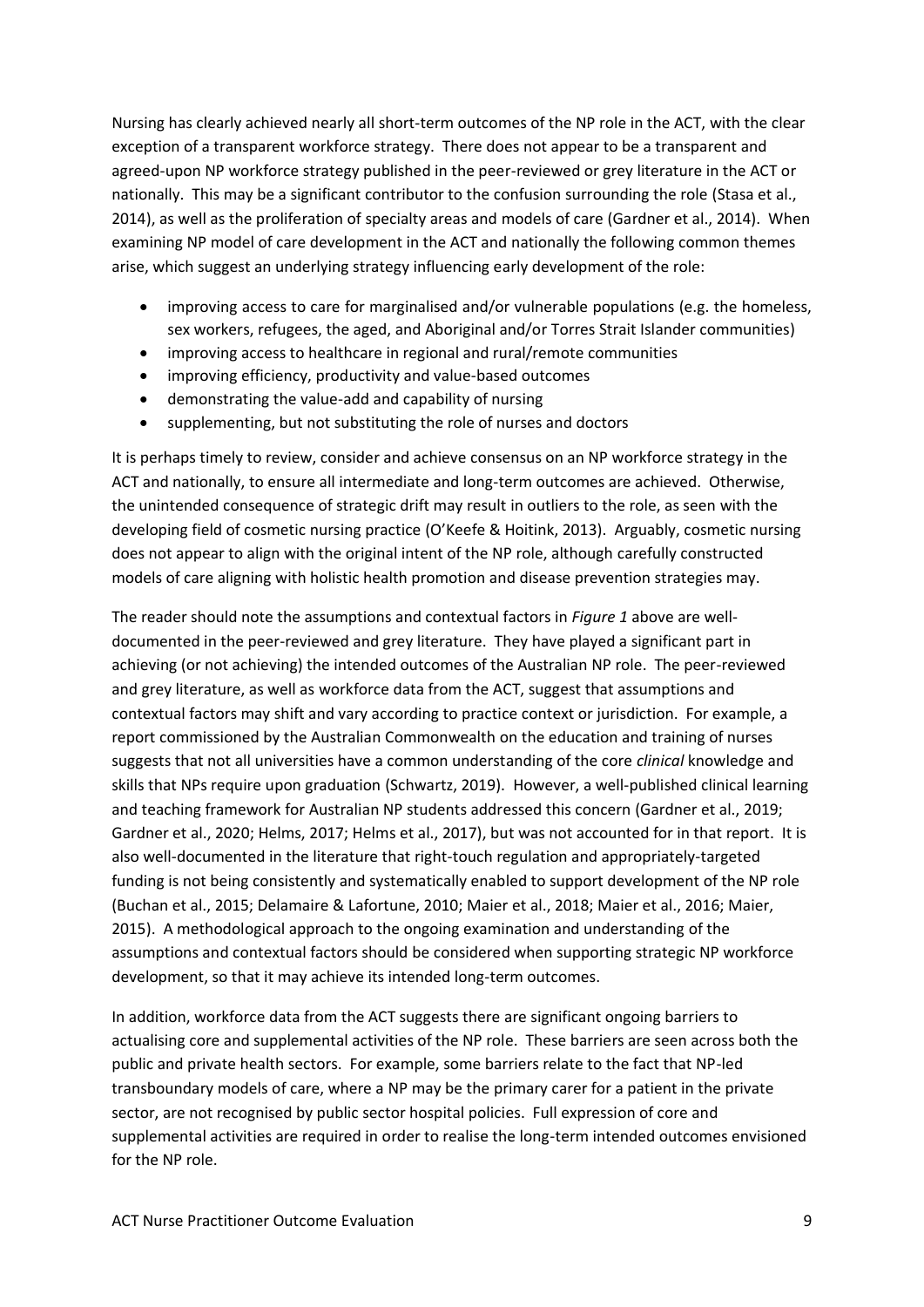Nursing has clearly achieved nearly all short-term outcomes of the NP role in the ACT, with the clear exception of a transparent workforce strategy. There does not appear to be a transparent and agreed-upon NP workforce strategy published in the peer-reviewed or grey literature in the ACT or nationally. This may be a significant contributor to the confusion surrounding the role (Stasa et al., 2014), as well as the proliferation of specialty areas and models of care (Gardner et al., 2014). When examining NP model of care development in the ACT and nationally the following common themes arise, which suggest an underlying strategy influencing early development of the role:

- improving access to care for marginalised and/or vulnerable populations (e.g. the homeless, sex workers, refugees, the aged, and Aboriginal and/or Torres Strait Islander communities)
- improving access to healthcare in regional and rural/remote communities
- improving efficiency, productivity and value-based outcomes
- demonstrating the value-add and capability of nursing
- supplementing, but not substituting the role of nurses and doctors

It is perhaps timely to review, consider and achieve consensus on an NP workforce strategy in the ACT and nationally, to ensure all intermediate and long-term outcomes are achieved. Otherwise, the unintended consequence of strategic drift may result in outliers to the role, as seen with the developing field of cosmetic nursing practice (O'Keefe & Hoitink, 2013). Arguably, cosmetic nursing does not appear to align with the original intent of the NP role, although carefully constructed models of care aligning with holistic health promotion and disease prevention strategies may.

The reader should note the assumptions and contextual factors in *Figure 1* above are well-documented in the peer-reviewed and grey literature. They have played a significant part in achieving (or not achieving) the intended outcomes of the Australian NP role. The peer-reviewed and grey literature, as well as workforce data from the ACT, suggest that assumptions and contextual factors may shift and vary according to practice context or jurisdiction. For example, a report commissioned by the Australian Commonwealth on the education and training of nurses suggests that not all universities have a common understanding of the core *clinical* knowledge and skills that NPs require upon graduation (Schwartz, 2019). However, a well-published clinical learning and teaching framework for Australian NP students addressed this concern (Gardner et al., 2019; Gardner et al., 2020; Helms, 2017; Helms et al., 2017), but was not accounted for in that report. It is also well-documented in the literature that right-touch regulation and appropriately-targeted funding is not being consistently and systematically enabled to support development of the NP role (Buchan et al., 2015; Delamaire & Lafortune, 2010; Maier et al., 2018; Maier et al., 2016; Maier, 2015). A methodological approach to the ongoing examination and understanding of the assumptions and contextual factors should be considered when supporting strategic NP workforce development, so that it may achieve its intended long-term outcomes.

In addition, workforce data from the ACT suggests there are significant ongoing barriers to actualising core and supplemental activities of the NP role. These barriers are seen across both the public and private health sectors. For example, some barriers relate to the fact that NP-led transboundary models of care, where a NP may be the primary carer for a patient in the private sector, are not recognised by public sector hospital policies. Full expression of core and supplemental activities are required in order to realise the long-term intended outcomes envisioned for the NP role.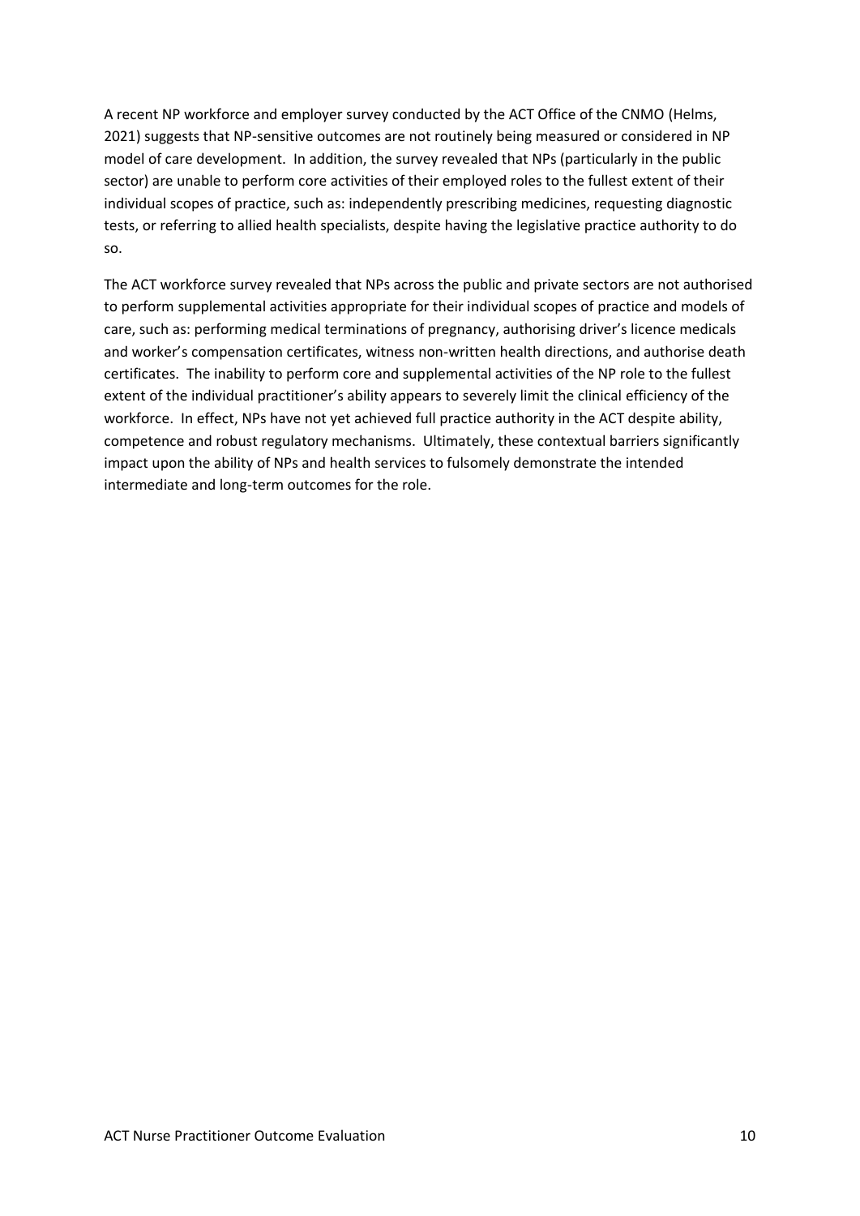A recent NP workforce and employer survey conducted by the ACT Office of the CNMO (Helms, 2021) suggests that NP-sensitive outcomes are not routinely being measured or considered in NP model of care development. In addition, the survey revealed that NPs (particularly in the public sector) are unable to perform core activities of their employed roles to the fullest extent of their individual scopes of practice, such as: independently prescribing medicines, requesting diagnostic tests, or referring to allied health specialists, despite having the legislative practice authority to do so.

The ACT workforce survey revealed that NPs across the public and private sectors are not authorised to perform supplemental activities appropriate for their individual scopes of practice and models of care, such as: performing medical terminations of pregnancy, authorising driver's licence medicals and worker's compensation certificates, witness non-written health directions, and authorise death certificates. The inability to perform core and supplemental activities of the NP role to the fullest extent of the individual practitioner's ability appears to severely limit the clinical efficiency of the workforce. In effect, NPs have not yet achieved full practice authority in the ACT despite ability, competence and robust regulatory mechanisms. Ultimately, these contextual barriers significantly impact upon the ability of NPs and health services to fulsomely demonstrate the intended intermediate and long-term outcomes for the role.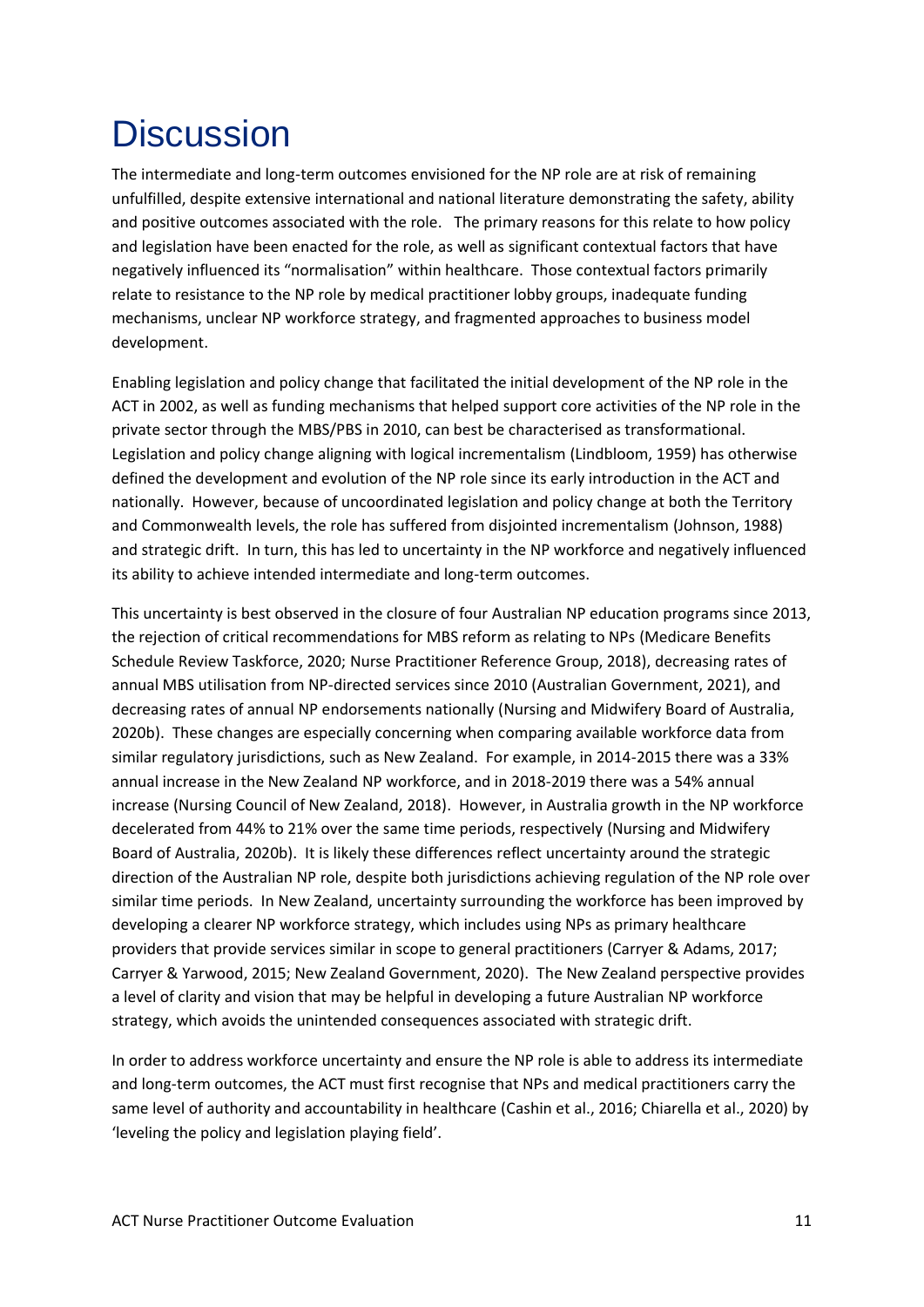# Discussion

The intermediate and long-term outcomes envisioned for the NP role are at risk of remaining unfulfilled, despite extensive international and national literature demonstrating the safety, ability and positive outcomes associated with the role. The primary reasons for this relate to how policy and legislation have been enacted for the role, as well as significant contextual factors that have negatively influenced its "normalisation" within healthcare. Those contextual factors primarily relate to resistance to the NP role by medical practitioner lobby groups, inadequate funding mechanisms, unclear NP workforce strategy, and fragmented approaches to business model development.

Enabling legislation and policy change that facilitated the initial development of the NP role in the ACT in 2002, as well as funding mechanisms that helped support core activities of the NP role in the private sector through the MBS/PBS in 2010, can best be characterised as transformational. Legislation and policy change aligning with logical incrementalism (Lindbloom, 1959) has otherwise defined the development and evolution of the NP role since its early introduction in the ACT and nationally. However, because of uncoordinated legislation and policy change at both the Territory and Commonwealth levels, the role has suffered from disjointed incrementalism (Johnson, 1988) and strategic drift. In turn, this has led to uncertainty in the NP workforce and negatively influenced its ability to achieve intended intermediate and long-term outcomes.

This uncertainty is best observed in the closure of four Australian NP education programs since 2013, the rejection of critical recommendations for MBS reform as relating to NPs (Medicare Benefits Schedule Review Taskforce, 2020; Nurse Practitioner Reference Group, 2018), decreasing rates of annual MBS utilisation from NP-directed services since 2010 (Australian Government, 2021), and decreasing rates of annual NP endorsements nationally (Nursing and Midwifery Board of Australia, 2020b). These changes are especially concerning when comparing available workforce data from similar regulatory jurisdictions, such as New Zealand. For example, in 2014-2015 there was a 33% annual increase in the New Zealand NP workforce, and in 2018-2019 there was a 54% annual increase (Nursing Council of New Zealand, 2018). However, in Australia growth in the NP workforce decelerated from 44% to 21% over the same time periods, respectively (Nursing and Midwifery Board of Australia, 2020b). It is likely these differences reflect uncertainty around the strategic direction of the Australian NP role, despite both jurisdictions achieving regulation of the NP role over similar time periods. In New Zealand, uncertainty surrounding the workforce has been improved by developing a clearer NP workforce strategy, which includes using NPs as primary healthcare providers that provide services similar in scope to general practitioners (Carryer & Adams, 2017; Carryer & Yarwood, 2015; New Zealand Government, 2020). The New Zealand perspective provides a level of clarity and vision that may be helpful in developing a future Australian NP workforce strategy, which avoids the unintended consequences associated with strategic drift.

In order to address workforce uncertainty and ensure the NP role is able to address its intermediate and long-term outcomes, the ACT must first recognise that NPs and medical practitioners carry the same level of authority and accountability in healthcare (Cashin et al., 2016; Chiarella et al., 2020) by 'leveling the policy and legislation playing field'.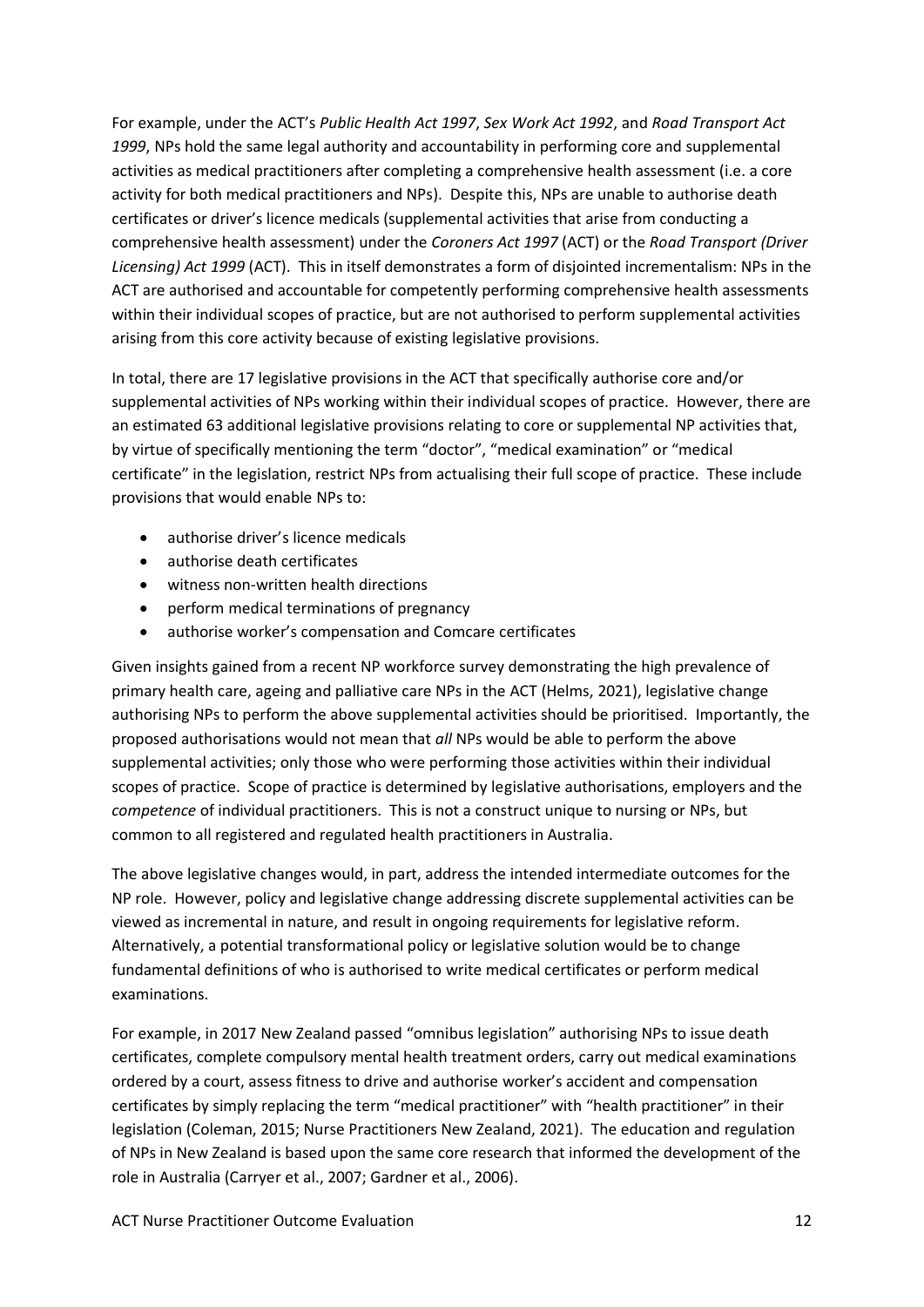For example, under the ACT's *Public Health Act 1997*, *Sex Work Act 1992*, and *Road Transport Act 1999*, NPs hold the same legal authority and accountability in performing core and supplemental activities as medical practitioners after completing a comprehensive health assessment (i.e. a core activity for both medical practitioners and NPs). Despite this, NPs are unable to authorise death certificates or driver's licence medicals (supplemental activities that arise from conducting a comprehensive health assessment) under the *Coroners Act 1997* (ACT) or the *Road Transport (Driver Licensing) Act 1999* (ACT). This in itself demonstrates a form of disjointed incrementalism: NPs in the ACT are authorised and accountable for competently performing comprehensive health assessments within their individual scopes of practice, but are not authorised to perform supplemental activities arising from this core activity because of existing legislative provisions.

In total, there are 17 legislative provisions in the ACT that specifically authorise core and/or supplemental activities of NPs working within their individual scopes of practice. However, there are an estimated 63 additional legislative provisions relating to core or supplemental NP activities that, by virtue of specifically mentioning the term "doctor", "medical examination" or "medical certificate" in the legislation, restrict NPs from actualising their full scope of practice. These include provisions that would enable NPs to:

- authorise driver's licence medicals
- authorise death certificates
- witness non-written health directions
- perform medical terminations of pregnancy
- authorise worker's compensation and Comcare certificates

Given insights gained from a recent NP workforce survey demonstrating the high prevalence of primary health care, ageing and palliative care NPs in the ACT (Helms, 2021), legislative change authorising NPs to perform the above supplemental activities should be prioritised. Importantly, the proposed authorisations would not mean that *all* NPs would be able to perform the above supplemental activities; only those who were performing those activities within their individual scopes of practice. Scope of practice is determined by legislative authorisations, employers and the *competence* of individual practitioners. This is not a construct unique to nursing or NPs, but common to all registered and regulated health practitioners in Australia.

The above legislative changes would, in part, address the intended intermediate outcomes for the NP role. However, policy and legislative change addressing discrete supplemental activities can be viewed as incremental in nature, and result in ongoing requirements for legislative reform. Alternatively, a potential transformational policy or legislative solution would be to change fundamental definitions of who is authorised to write medical certificates or perform medical examinations.

For example, in 2017 New Zealand passed "omnibus legislation" authorising NPs to issue death certificates, complete compulsory mental health treatment orders, carry out medical examinations ordered by a court, assess fitness to drive and authorise worker's accident and compensation certificates by simply replacing the term "medical practitioner" with "health practitioner" in their legislation (Coleman, 2015; Nurse Practitioners New Zealand, 2021). The education and regulation of NPs in New Zealand is based upon the same core research that informed the development of the role in Australia (Carryer et al., 2007; Gardner et al., 2006).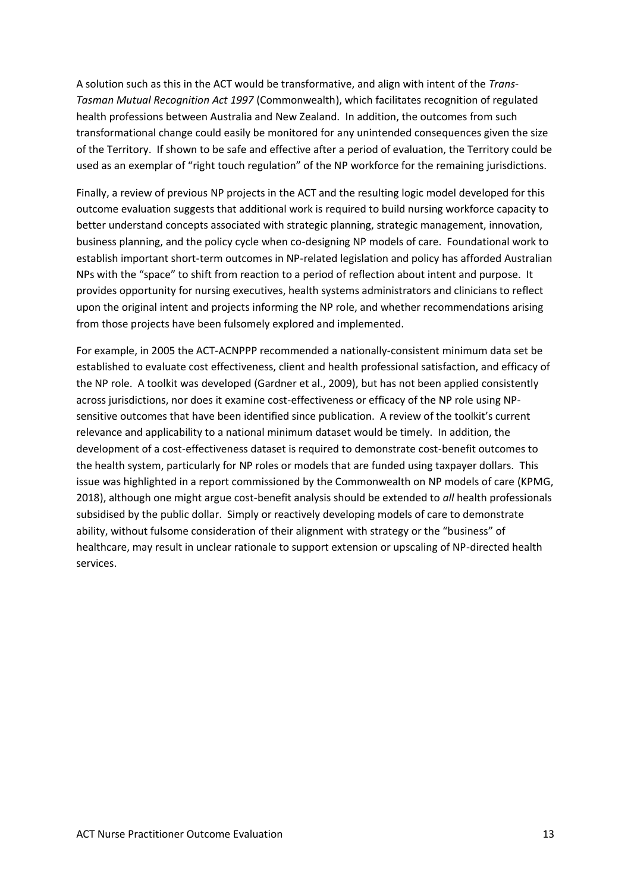A solution such as this in the ACT would be transformative, and align with intent of the *Trans-Tasman Mutual Recognition Act 1997* (Commonwealth), which facilitates recognition of regulated health professions between Australia and New Zealand. In addition, the outcomes from such transformational change could easily be monitored for any unintended consequences given the size of the Territory. If shown to be safe and effective after a period of evaluation, the Territory could be used as an exemplar of "right touch regulation" of the NP workforce for the remaining jurisdictions.

Finally, a review of previous NP projects in the ACT and the resulting logic model developed for this outcome evaluation suggests that additional work is required to build nursing workforce capacity to better understand concepts associated with strategic planning, strategic management, innovation, business planning, and the policy cycle when co-designing NP models of care. Foundational work to establish important short-term outcomes in NP-related legislation and policy has afforded Australian NPs with the "space" to shift from reaction to a period of reflection about intent and purpose. It provides opportunity for nursing executives, health systems administrators and clinicians to reflect upon the original intent and projects informing the NP role, and whether recommendations arising from those projects have been fulsomely explored and implemented.

For example, in 2005 the ACT-ACNPPP recommended a nationally-consistent minimum data set be established to evaluate cost effectiveness, client and health professional satisfaction, and efficacy of the NP role. A toolkit was developed (Gardner et al., 2009), but has not been applied consistently across jurisdictions, nor does it examine cost-effectiveness or efficacy of the NP role using NP-sensitive outcomes that have been identified since publication. A review of the toolkit's current relevance and applicability to a national minimum dataset would be timely. In addition, the development of a cost-effectiveness dataset is required to demonstrate cost-benefit outcomes to the health system, particularly for NP roles or models that are funded using taxpayer dollars. This issue was highlighted in a report commissioned by the Commonwealth on NP models of care (KPMG, 2018), although one might argue cost-benefit analysis should be extended to *all* health professionals subsidised by the public dollar. Simply or reactively developing models of care to demonstrate ability, without fulsome consideration of their alignment with strategy or the "business" of healthcare, may result in unclear rationale to support extension or upscaling of NP-directed health services.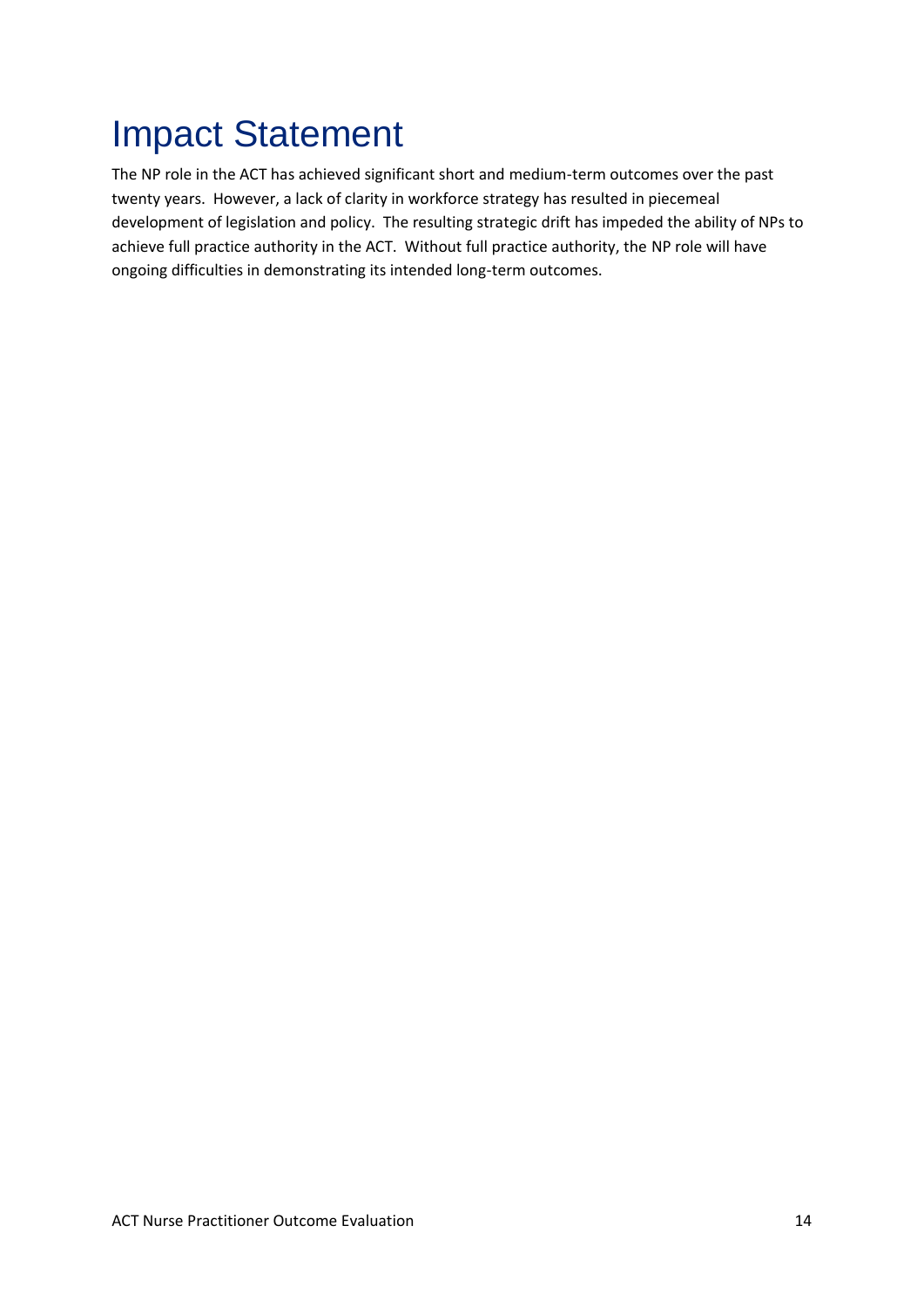# Impact Statement

The NP role in the ACT has achieved significant short and medium-term outcomes over the past twenty years. However, a lack of clarity in workforce strategy has resulted in piecemeal development of legislation and policy. The resulting strategic drift has impeded the ability of NPs to achieve full practice authority in the ACT. Without full practice authority, the NP role will have ongoing difficulties in demonstrating its intended long-term outcomes.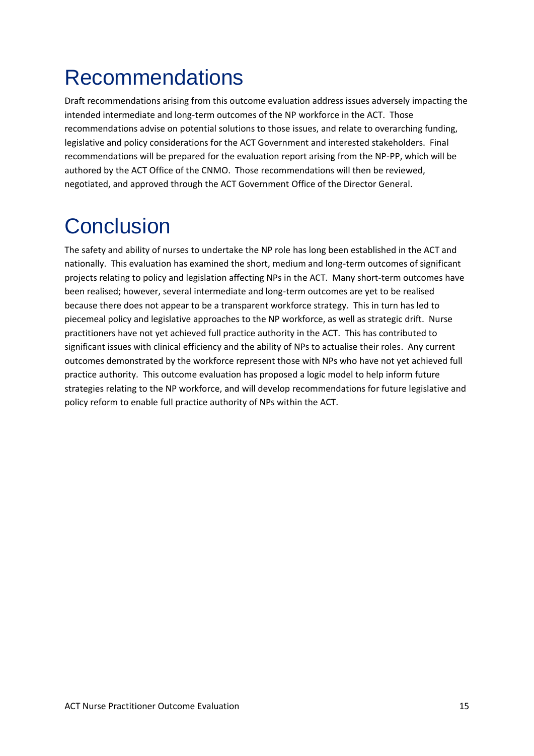# Recommendations

Draft recommendations arising from this outcome evaluation address issues adversely impacting the intended intermediate and long-term outcomes of the NP workforce in the ACT. Those recommendations advise on potential solutions to those issues, and relate to overarching funding, legislative and policy considerations for the ACT Government and interested stakeholders. Final recommendations will be prepared for the evaluation report arising from the NP-PP, which will be authored by the ACT Office of the CNMO. Those recommendations will then be reviewed, negotiated, and approved through the ACT Government Office of the Director General.

# Conclusion

The safety and ability of nurses to undertake the NP role has long been established in the ACT and nationally. This evaluation has examined the short, medium and long-term outcomes of significant projects relating to policy and legislation affecting NPs in the ACT. Many short-term outcomes have been realised; however, several intermediate and long-term outcomes are yet to be realised because there does not appear to be a transparent workforce strategy. This in turn has led to piecemeal policy and legislative approaches to the NP workforce, as well as strategic drift. Nurse practitioners have not yet achieved full practice authority in the ACT. This has contributed to significant issues with clinical efficiency and the ability of NPs to actualise their roles. Any current outcomes demonstrated by the workforce represent those with NPs who have not yet achieved full practice authority. This outcome evaluation has proposed a logic model to help inform future strategies relating to the NP workforce, and will develop recommendations for future legislative and policy reform to enable full practice authority of NPs within the ACT.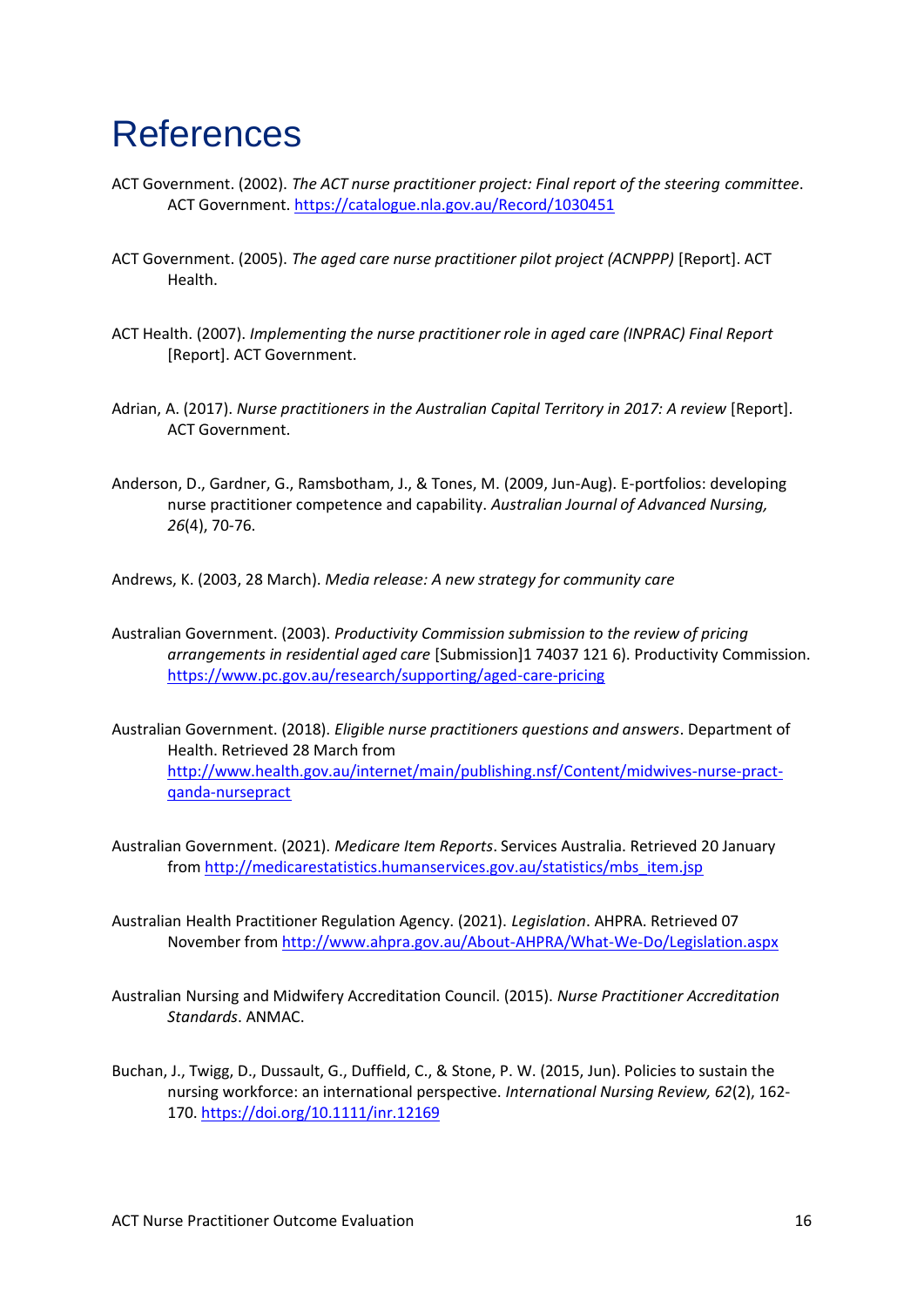# References

ACT Government. (2002). *The ACT nurse practitioner project: Final report of the steering committee*. ACT Government. https://catalogue.nla.gov.au/Record/1030451

ACT Government. (2005). *The aged care nurse practitioner pilot project (ACNPPP)* [Report]. ACT Health.

ACT Health. (2007). *Implementing the nurse practitioner role in aged care (INPRAC) Final Report* [Report]. ACT Government.

Adrian, A. (2017). *Nurse practitioners in the Australian Capital Territory in 2017: A review* [Report]. ACT Government.

Anderson, D., Gardner, G., Ramsbotham, J., & Tones, M. (2009, Jun-Aug). E-portfolios: developing nurse practitioner competence and capability. *Australian Journal of Advanced Nursing, 26*(4), 70-76.

Andrews, K. (2003, 28 March). *Media release: A new strategy for community care*

Australian Government. (2003). *Productivity Commission submission to the review of pricing arrangements in residential aged care* [Submission]1 74037 121 6). Productivity Commission. https://www.pc.gov.au/research/supporting/aged-care-pricing

Australian Government. (2018). *Eligible nurse practitioners questions and answers*. Department of Health. Retrieved 28 March from http://www.health.gov.au/internet/main/publishing.nsf/Content/midwives-nurse-pract-qanda-nursepract

Australian Government. (2021). *Medicare Item Reports*. Services Australia. Retrieved 20 January from http://medicarestatistics.humanservices.gov.au/statistics/mbs_item.jsp

Australian Health Practitioner Regulation Agency. (2021). *Legislation*. AHPRA. Retrieved 07 November from http://www.ahpra.gov.au/About-AHPRA/What-We-Do/Legislation.aspx

Australian Nursing and Midwifery Accreditation Council. (2015). *Nurse Practitioner Accreditation Standards*. ANMAC.

Buchan, J., Twigg, D., Dussault, G., Duffield, C., & Stone, P. W. (2015, Jun). Policies to sustain the nursing workforce: an international perspective. *International Nursing Review, 62*(2), 162-170. https://doi.org/10.1111/inr.12169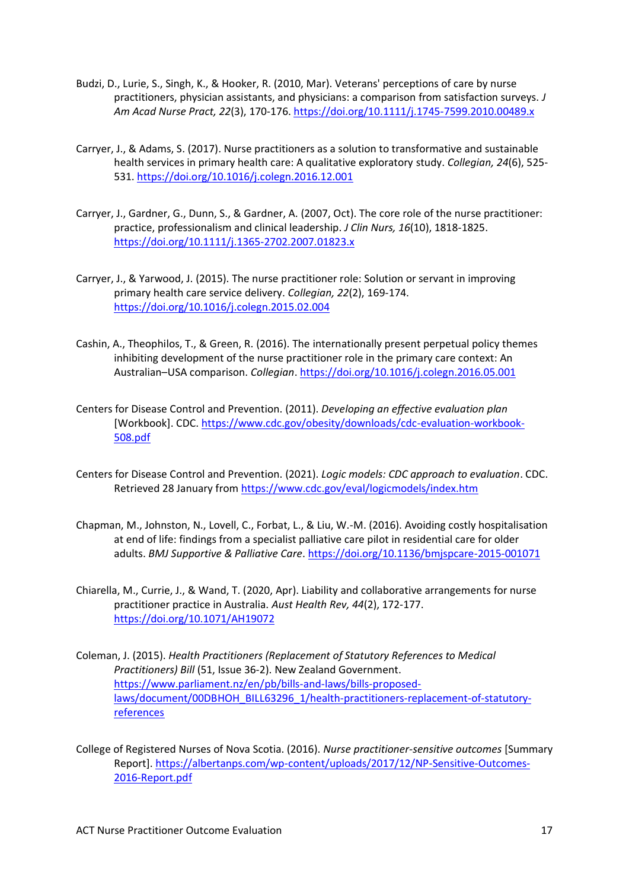Budzi, D., Lurie, S., Singh, K., & Hooker, R. (2010, Mar). Veterans' perceptions of care by nurse practitioners, physician assistants, and physicians: a comparison from satisfaction surveys. *J Am Acad Nurse Pract, 22*(3), 170-176. https://doi.org/10.1111/j.1745-7599.2010.00489.x

Carryer, J., & Adams, S. (2017). Nurse practitioners as a solution to transformative and sustainable health services in primary health care: A qualitative exploratory study. *Collegian, 24*(6), 525-531. https://doi.org/10.1016/j.colegn.2016.12.001

Carryer, J., Gardner, G., Dunn, S., & Gardner, A. (2007, Oct). The core role of the nurse practitioner: practice, professionalism and clinical leadership. *J Clin Nurs, 16*(10), 1818-1825. https://doi.org/10.1111/j.1365-2702.2007.01823.x

Carryer, J., & Yarwood, J. (2015). The nurse practitioner role: Solution or servant in improving primary health care service delivery. *Collegian, 22*(2), 169-174. https://doi.org/10.1016/j.colegn.2015.02.004

Cashin, A., Theophilos, T., & Green, R. (2016). The internationally present perpetual policy themes inhibiting development of the nurse practitioner role in the primary care context: An Australian–USA comparison. *Collegian*. https://doi.org/10.1016/j.colegn.2016.05.001

Centers for Disease Control and Prevention. (2011). *Developing an effective evaluation plan* [Workbook]. CDC. https://www.cdc.gov/obesity/downloads/cdc-evaluation-workbook-508.pdf

Centers for Disease Control and Prevention. (2021). *Logic models: CDC approach to evaluation*. CDC. Retrieved 28 January from https://www.cdc.gov/eval/logicmodels/index.htm

Chapman, M., Johnston, N., Lovell, C., Forbat, L., & Liu, W.-M. (2016). Avoiding costly hospitalisation at end of life: findings from a specialist palliative care pilot in residential care for older adults. *BMJ Supportive & Palliative Care*. https://doi.org/10.1136/bmjspcare-2015-001071

Chiarella, M., Currie, J., & Wand, T. (2020, Apr). Liability and collaborative arrangements for nurse practitioner practice in Australia. *Aust Health Rev, 44*(2), 172-177. https://doi.org/10.1071/AH19072

Coleman, J. (2015). *Health Practitioners (Replacement of Statutory References to Medical Practitioners) Bill* (51, Issue 36-2). New Zealand Government. https://www.parliament.nz/en/pb/bills-and-laws/bills-proposed-laws/document/00DBHOH_BILL63296_1/health-practitioners-replacement-of-statutory-references

College of Registered Nurses of Nova Scotia. (2016). *Nurse practitioner-sensitive outcomes* [Summary Report]. https://albertanps.com/wp-content/uploads/2017/12/NP-Sensitive-Outcomes-2016-Report.pdf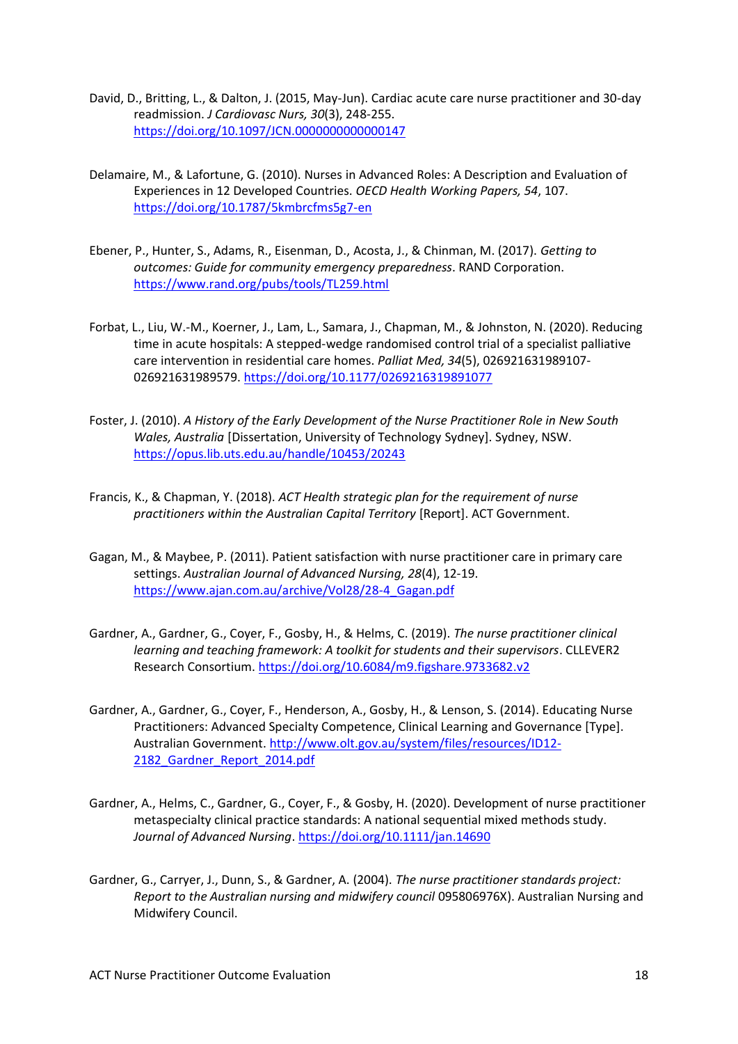David, D., Britting, L., & Dalton, J. (2015, May-Jun). Cardiac acute care nurse practitioner and 30-day readmission. *J Cardiovasc Nurs, 30*(3), 248-255. https://doi.org/10.1097/JCN.0000000000000147

Delamaire, M., & Lafortune, G. (2010). Nurses in Advanced Roles: A Description and Evaluation of Experiences in 12 Developed Countries. *OECD Health Working Papers, 54*, 107. https://doi.org/10.1787/5kmbrcfms5g7-en

Ebener, P., Hunter, S., Adams, R., Eisenman, D., Acosta, J., & Chinman, M. (2017). *Getting to outcomes: Guide for community emergency preparedness*. RAND Corporation. https://www.rand.org/pubs/tools/TL259.html

Forbat, L., Liu, W.-M., Koerner, J., Lam, L., Samara, J., Chapman, M., & Johnston, N. (2020). Reducing time in acute hospitals: A stepped-wedge randomised control trial of a specialist palliative care intervention in residential care homes. *Palliat Med, 34*(5), 026921631989107-026921631989579. https://doi.org/10.1177/0269216319891077

Foster, J. (2010). *A History of the Early Development of the Nurse Practitioner Role in New South Wales, Australia* [Dissertation, University of Technology Sydney]. Sydney, NSW. https://opus.lib.uts.edu.au/handle/10453/20243

Francis, K., & Chapman, Y. (2018). *ACT Health strategic plan for the requirement of nurse practitioners within the Australian Capital Territory* [Report]. ACT Government.

Gagan, M., & Maybee, P. (2011). Patient satisfaction with nurse practitioner care in primary care settings. *Australian Journal of Advanced Nursing, 28*(4), 12-19. https://www.ajan.com.au/archive/Vol28/28-4_Gagan.pdf

Gardner, A., Gardner, G., Coyer, F., Gosby, H., & Helms, C. (2019). *The nurse practitioner clinical learning and teaching framework: A toolkit for students and their supervisors*. CLLEVER2 Research Consortium. https://doi.org/10.6084/m9.figshare.9733682.v2

Gardner, A., Gardner, G., Coyer, F., Henderson, A., Gosby, H., & Lenson, S. (2014). Educating Nurse Practitioners: Advanced Specialty Competence, Clinical Learning and Governance [Type]. Australian Government. http://www.olt.gov.au/system/files/resources/ID12-2182_Gardner_Report_2014.pdf

Gardner, A., Helms, C., Gardner, G., Coyer, F., & Gosby, H. (2020). Development of nurse practitioner metaspecialty clinical practice standards: A national sequential mixed methods study. *Journal of Advanced Nursing*. https://doi.org/10.1111/jan.14690

Gardner, G., Carryer, J., Dunn, S., & Gardner, A. (2004). *The nurse practitioner standards project: Report to the Australian nursing and midwifery council* 095806976X). Australian Nursing and Midwifery Council.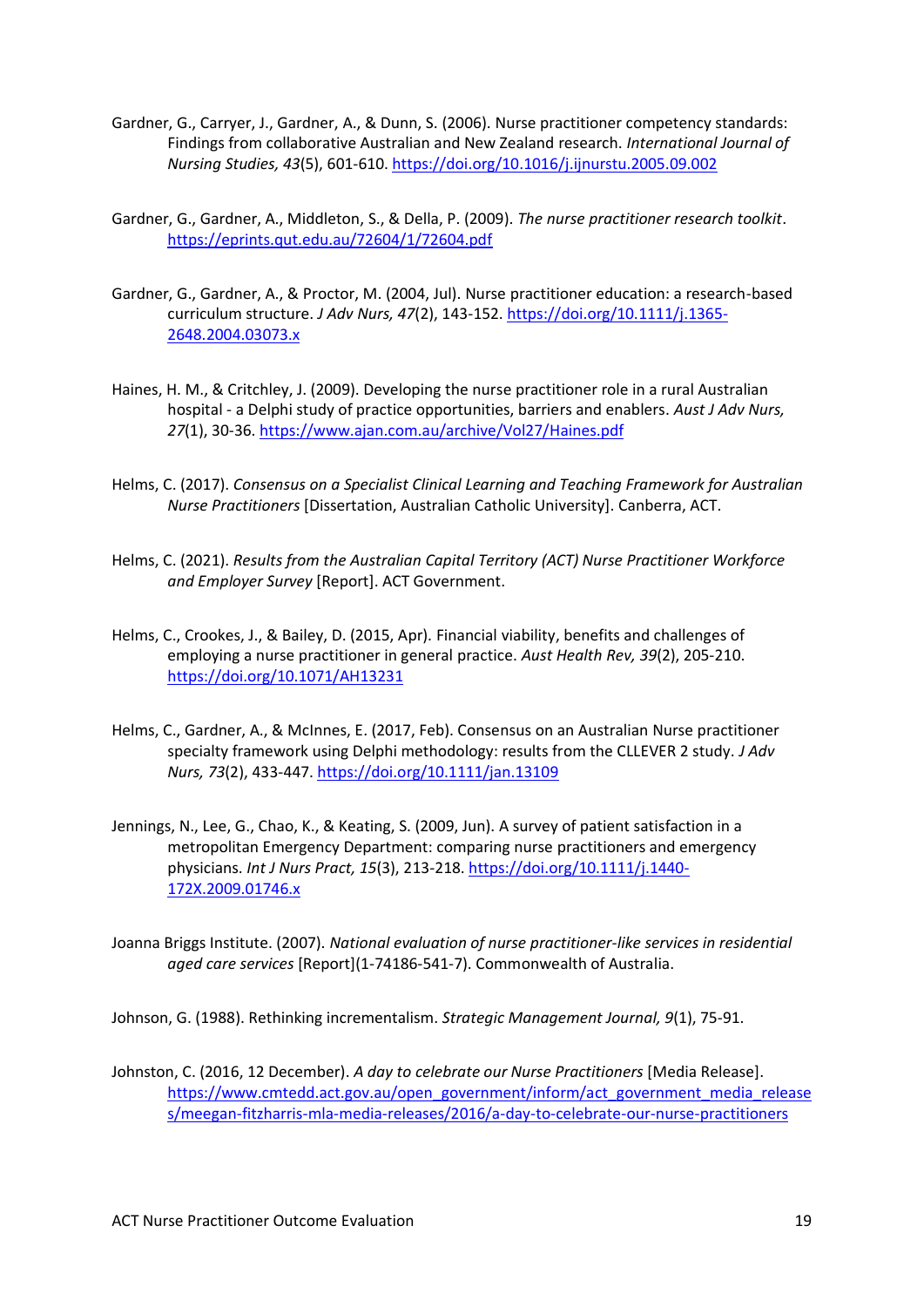Gardner, G., Carryer, J., Gardner, A., & Dunn, S. (2006). Nurse practitioner competency standards: Findings from collaborative Australian and New Zealand research. *International Journal of Nursing Studies, 43*(5), 601-610. https://doi.org/10.1016/j.ijnurstu.2005.09.002

Gardner, G., Gardner, A., Middleton, S., & Della, P. (2009). *The nurse practitioner research toolkit*. https://eprints.qut.edu.au/72604/1/72604.pdf

Gardner, G., Gardner, A., & Proctor, M. (2004, Jul). Nurse practitioner education: a research-based curriculum structure. *J Adv Nurs, 47*(2), 143-152. https://doi.org/10.1111/j.1365-2648.2004.03073.x

Haines, H. M., & Critchley, J. (2009). Developing the nurse practitioner role in a rural Australian hospital - a Delphi study of practice opportunities, barriers and enablers. *Aust J Adv Nurs, 27*(1), 30-36. https://www.ajan.com.au/archive/Vol27/Haines.pdf

Helms, C. (2017). *Consensus on a Specialist Clinical Learning and Teaching Framework for Australian Nurse Practitioners* [Dissertation, Australian Catholic University]. Canberra, ACT.

Helms, C. (2021). *Results from the Australian Capital Territory (ACT) Nurse Practitioner Workforce and Employer Survey* [Report]. ACT Government.

Helms, C., Crookes, J., & Bailey, D. (2015, Apr). Financial viability, benefits and challenges of employing a nurse practitioner in general practice. *Aust Health Rev, 39*(2), 205-210. https://doi.org/10.1071/AH13231

Helms, C., Gardner, A., & McInnes, E. (2017, Feb). Consensus on an Australian Nurse practitioner specialty framework using Delphi methodology: results from the CLLEVER 2 study. *J Adv Nurs, 73*(2), 433-447. https://doi.org/10.1111/jan.13109

Jennings, N., Lee, G., Chao, K., & Keating, S. (2009, Jun). A survey of patient satisfaction in a metropolitan Emergency Department: comparing nurse practitioners and emergency physicians. *Int J Nurs Pract, 15*(3), 213-218. https://doi.org/10.1111/j.1440-172X.2009.01746.x

Joanna Briggs Institute. (2007). *National evaluation of nurse practitioner-like services in residential aged care services* [Report](1-74186-541-7). Commonwealth of Australia.

Johnson, G. (1988). Rethinking incrementalism. *Strategic Management Journal, 9*(1), 75-91.

Johnston, C. (2016, 12 December). *A day to celebrate our Nurse Practitioners* [Media Release]. https://www.cmtedd.act.gov.au/open_government/inform/act_government_media_releases/meegan-fitzharris-mla-media-releases/2016/a-day-to-celebrate-our-nurse-practitioners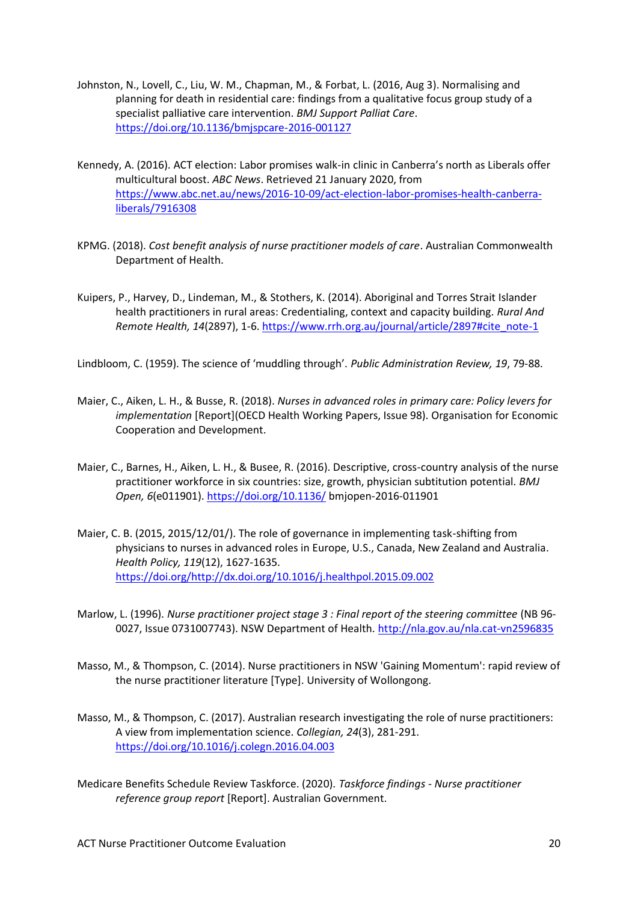Johnston, N., Lovell, C., Liu, W. M., Chapman, M., & Forbat, L. (2016, Aug 3). Normalising and planning for death in residential care: findings from a qualitative focus group study of a specialist palliative care intervention. *BMJ Support Palliat Care*. https://doi.org/10.1136/bmjspcare-2016-001127

Kennedy, A. (2016). ACT election: Labor promises walk-in clinic in Canberra's north as Liberals offer multicultural boost. *ABC News*. Retrieved 21 January 2020, from https://www.abc.net.au/news/2016-10-09/act-election-labor-promises-health-canberra-liberals/7916308

KPMG. (2018). *Cost benefit analysis of nurse practitioner models of care*. Australian Commonwealth Department of Health.

Kuipers, P., Harvey, D., Lindeman, M., & Stothers, K. (2014). Aboriginal and Torres Strait Islander health practitioners in rural areas: Credentialing, context and capacity building. *Rural And Remote Health, 14*(2897), 1-6. https://www.rrh.org.au/journal/article/2897#cite_note-1

Lindbloom, C. (1959). The science of 'muddling through'. *Public Administration Review, 19*, 79-88.

Maier, C., Aiken, L. H., & Busse, R. (2018). *Nurses in advanced roles in primary care: Policy levers for implementation* [Report](OECD Health Working Papers, Issue 98). Organisation for Economic Cooperation and Development.

Maier, C., Barnes, H., Aiken, L. H., & Busee, R. (2016). Descriptive, cross-country analysis of the nurse practitioner workforce in six countries: size, growth, physician subtitution potential. *BMJ Open, 6*(e011901). https://doi.org/10.1136/ bmjopen-2016-011901

Maier, C. B. (2015, 2015/12/01/). The role of governance in implementing task-shifting from physicians to nurses in advanced roles in Europe, U.S., Canada, New Zealand and Australia. *Health Policy, 119*(12), 1627-1635. https://doi.org/http://dx.doi.org/10.1016/j.healthpol.2015.09.002

Marlow, L. (1996). *Nurse practitioner project stage 3 : Final report of the steering committee* (NB 96-0027, Issue 0731007743). NSW Department of Health. http://nla.gov.au/nla.cat-vn2596835

Masso, M., & Thompson, C. (2014). Nurse practitioners in NSW 'Gaining Momentum': rapid review of the nurse practitioner literature [Type]. University of Wollongong.

Masso, M., & Thompson, C. (2017). Australian research investigating the role of nurse practitioners: A view from implementation science. *Collegian, 24*(3), 281-291. https://doi.org/10.1016/j.colegn.2016.04.003

Medicare Benefits Schedule Review Taskforce. (2020). *Taskforce findings - Nurse practitioner reference group report* [Report]. Australian Government.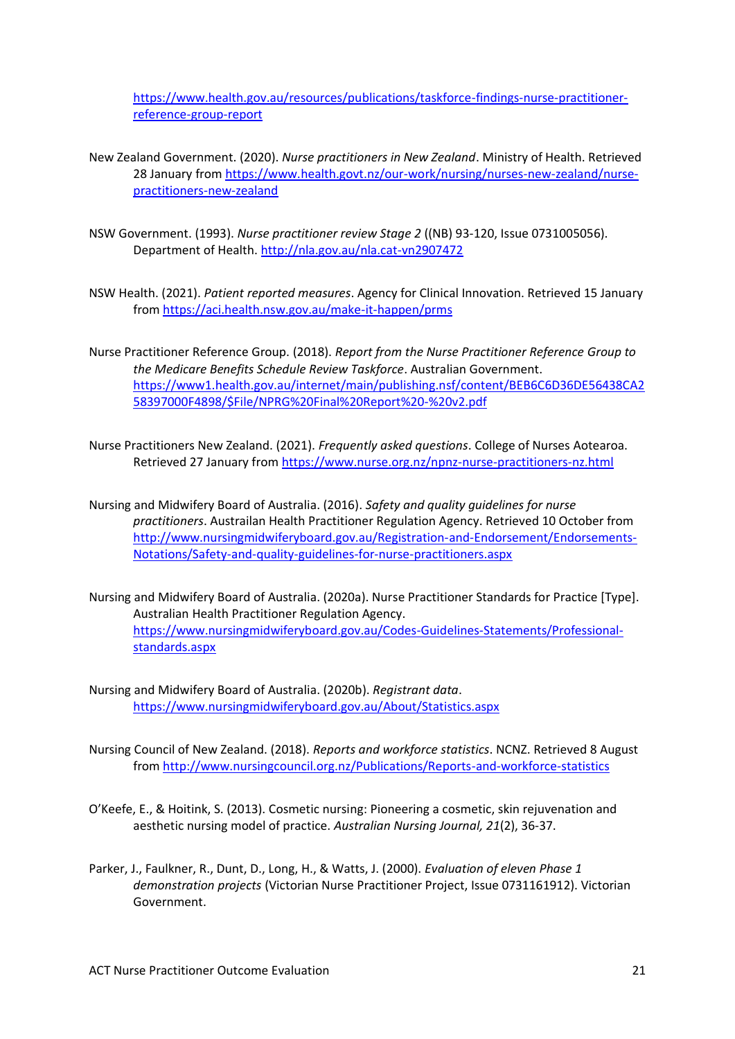https://www.health.gov.au/resources/publications/taskforce-findings-nurse-practitioner-reference-group-report

New Zealand Government. (2020). *Nurse practitioners in New Zealand*. Ministry of Health. Retrieved 28 January from https://www.health.govt.nz/our-work/nursing/nurses-new-zealand/nurse-practitioners-new-zealand

NSW Government. (1993). *Nurse practitioner review Stage 2* ((NB) 93-120, Issue 0731005056). Department of Health. http://nla.gov.au/nla.cat-vn2907472

NSW Health. (2021). *Patient reported measures*. Agency for Clinical Innovation. Retrieved 15 January from https://aci.health.nsw.gov.au/make-it-happen/prms

Nurse Practitioner Reference Group. (2018). *Report from the Nurse Practitioner Reference Group to the Medicare Benefits Schedule Review Taskforce*. Australian Government. https://www1.health.gov.au/internet/main/publishing.nsf/content/BEB6C6D36DE56438CA258397000F4898/$File/NPRG%20Final%20Report%20-%20v2.pdf

Nurse Practitioners New Zealand. (2021). *Frequently asked questions*. College of Nurses Aotearoa. Retrieved 27 January from https://www.nurse.org.nz/npnz-nurse-practitioners-nz.html

Nursing and Midwifery Board of Australia. (2016). *Safety and quality guidelines for nurse practitioners*. Austrailan Health Practitioner Regulation Agency. Retrieved 10 October from http://www.nursingmidwiferyboard.gov.au/Registration-and-Endorsement/Endorsements-Notations/Safety-and-quality-guidelines-for-nurse-practitioners.aspx

Nursing and Midwifery Board of Australia. (2020a). Nurse Practitioner Standards for Practice [Type]. Australian Health Practitioner Regulation Agency. https://www.nursingmidwiferyboard.gov.au/Codes-Guidelines-Statements/Professional-standards.aspx

Nursing and Midwifery Board of Australia. (2020b). *Registrant data*. https://www.nursingmidwiferyboard.gov.au/About/Statistics.aspx

Nursing Council of New Zealand. (2018). *Reports and workforce statistics*. NCNZ. Retrieved 8 August from http://www.nursingcouncil.org.nz/Publications/Reports-and-workforce-statistics

O'Keefe, E., & Hoitink, S. (2013). Cosmetic nursing: Pioneering a cosmetic, skin rejuvenation and aesthetic nursing model of practice. *Australian Nursing Journal, 21*(2), 36-37.

Parker, J., Faulkner, R., Dunt, D., Long, H., & Watts, J. (2000). *Evaluation of eleven Phase 1 demonstration projects* (Victorian Nurse Practitioner Project, Issue 0731161912). Victorian Government.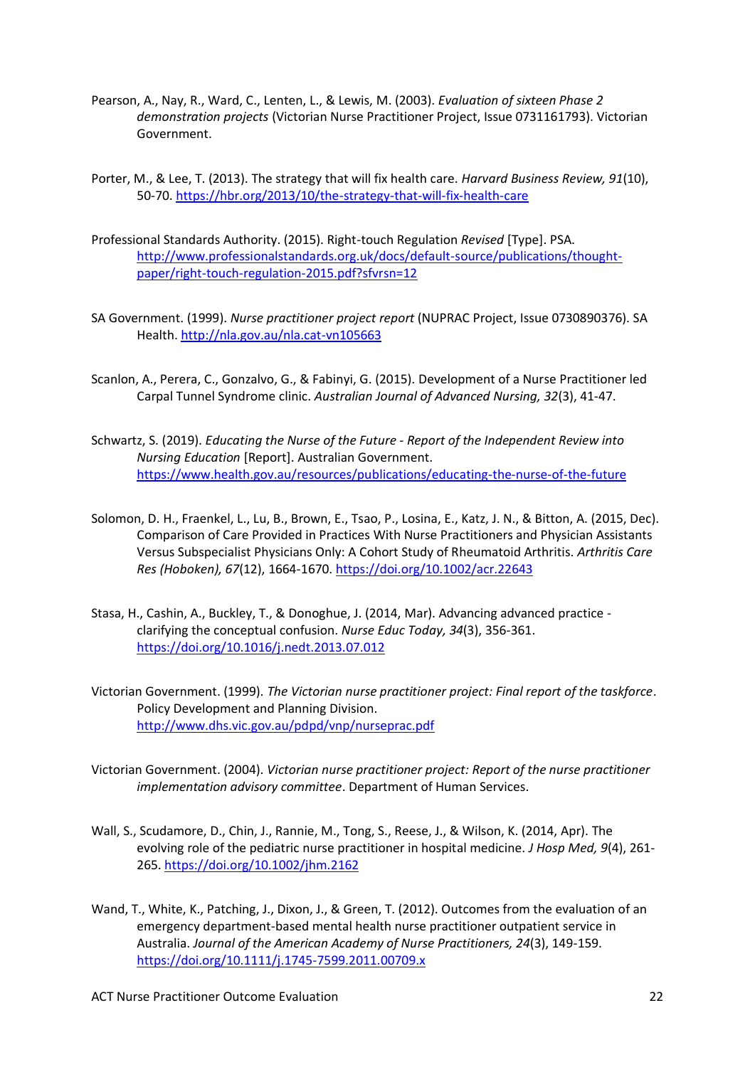Pearson, A., Nay, R., Ward, C., Lenten, L., & Lewis, M. (2003). *Evaluation of sixteen Phase 2 demonstration projects* (Victorian Nurse Practitioner Project, Issue 0731161793). Victorian Government.

Porter, M., & Lee, T. (2013). The strategy that will fix health care. *Harvard Business Review, 91*(10), 50-70. https://hbr.org/2013/10/the-strategy-that-will-fix-health-care

Professional Standards Authority. (2015). Right-touch Regulation *Revised* [Type]. PSA. http://www.professionalstandards.org.uk/docs/default-source/publications/thought-paper/right-touch-regulation-2015.pdf?sfvrsn=12

SA Government. (1999). *Nurse practitioner project report* (NUPRAC Project, Issue 0730890376). SA Health. http://nla.gov.au/nla.cat-vn105663

Scanlon, A., Perera, C., Gonzalvo, G., & Fabinyi, G. (2015). Development of a Nurse Practitioner led Carpal Tunnel Syndrome clinic. *Australian Journal of Advanced Nursing, 32*(3), 41-47.

Schwartz, S. (2019). *Educating the Nurse of the Future - Report of the Independent Review into Nursing Education* [Report]. Australian Government. https://www.health.gov.au/resources/publications/educating-the-nurse-of-the-future

Solomon, D. H., Fraenkel, L., Lu, B., Brown, E., Tsao, P., Losina, E., Katz, J. N., & Bitton, A. (2015, Dec). Comparison of Care Provided in Practices With Nurse Practitioners and Physician Assistants Versus Subspecialist Physicians Only: A Cohort Study of Rheumatoid Arthritis. *Arthritis Care Res (Hoboken), 67*(12), 1664-1670. https://doi.org/10.1002/acr.22643

Stasa, H., Cashin, A., Buckley, T., & Donoghue, J. (2014, Mar). Advancing advanced practice - clarifying the conceptual confusion. *Nurse Educ Today, 34*(3), 356-361. https://doi.org/10.1016/j.nedt.2013.07.012

Victorian Government. (1999). *The Victorian nurse practitioner project: Final report of the taskforce*. Policy Development and Planning Division. http://www.dhs.vic.gov.au/pdpd/vnp/nurseprac.pdf

Victorian Government. (2004). *Victorian nurse practitioner project: Report of the nurse practitioner implementation advisory committee*. Department of Human Services.

Wall, S., Scudamore, D., Chin, J., Rannie, M., Tong, S., Reese, J., & Wilson, K. (2014, Apr). The evolving role of the pediatric nurse practitioner in hospital medicine. *J Hosp Med, 9*(4), 261-265. https://doi.org/10.1002/jhm.2162

Wand, T., White, K., Patching, J., Dixon, J., & Green, T. (2012). Outcomes from the evaluation of an emergency department-based mental health nurse practitioner outpatient service in Australia. *Journal of the American Academy of Nurse Practitioners, 24*(3), 149-159. https://doi.org/10.1111/j.1745-7599.2011.00709.x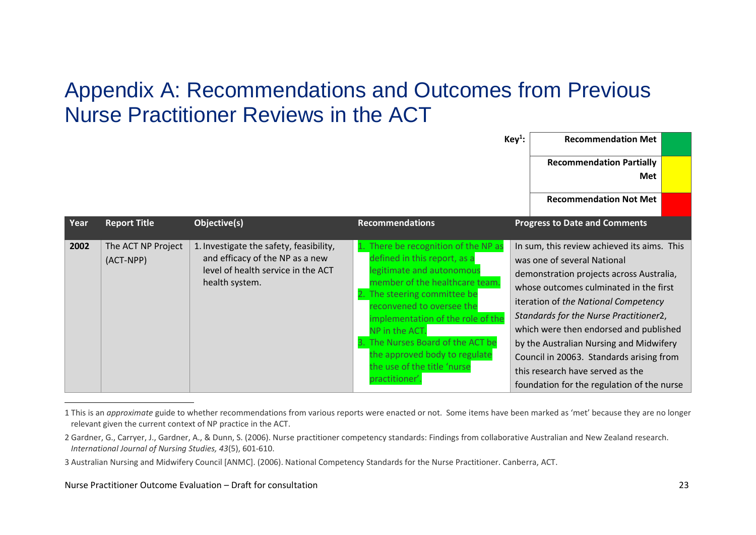# Appendix A: Recommendations and Outcomes from Previous Nurse Practitioner Reviews in the ACT

| Key[1]: | |
|---|---|
| Recommendation Met | (green) |
| Recommendation Partially Met | (yellow) |
| Recommendation Not Met | (red) |

| Year | Report Title | Objective(s) | Recommendations | Progress to Date and Comments |
|---|---|---|---|---|
| **2002** | The ACT NP Project (ACT-NPP) | 1. Investigate the safety, feasibility, and efficacy of the NP as a new level of health service in the ACT health system. | 1. There be recognition of the NP as defined in this report, as a legitimate and autonomous member of the healthcare team.<br>2. The steering committee be reconvened to oversee the implementation of the role of the NP in the ACT.<br>3. The Nurses Board of the ACT be the approved body to regulate the use of the title 'nurse practitioner'. | In sum, this review achieved its aims. This was one of several National demonstration projects across Australia, whose outcomes culminated in the first iteration of *the National Competency Standards for the Nurse Practitioner*[2], which were then endorsed and published by the Australian Nursing and Midwifery Council in 2006[3]. Standards arising from this research have served as the foundation for the regulation of the nurse |

1 This is an *approximate* guide to whether recommendations from various reports were enacted or not. Some items have been marked as 'met' because they are no longer relevant given the current context of NP practice in the ACT.

2 Gardner, G., Carryer, J., Gardner, A., & Dunn, S. (2006). Nurse practitioner competency standards: Findings from collaborative Australian and New Zealand research. *International Journal of Nursing Studies, 43*(5), 601-610.

3 Australian Nursing and Midwifery Council [ANMC]. (2006). National Competency Standards for the Nurse Practitioner. Canberra, ACT.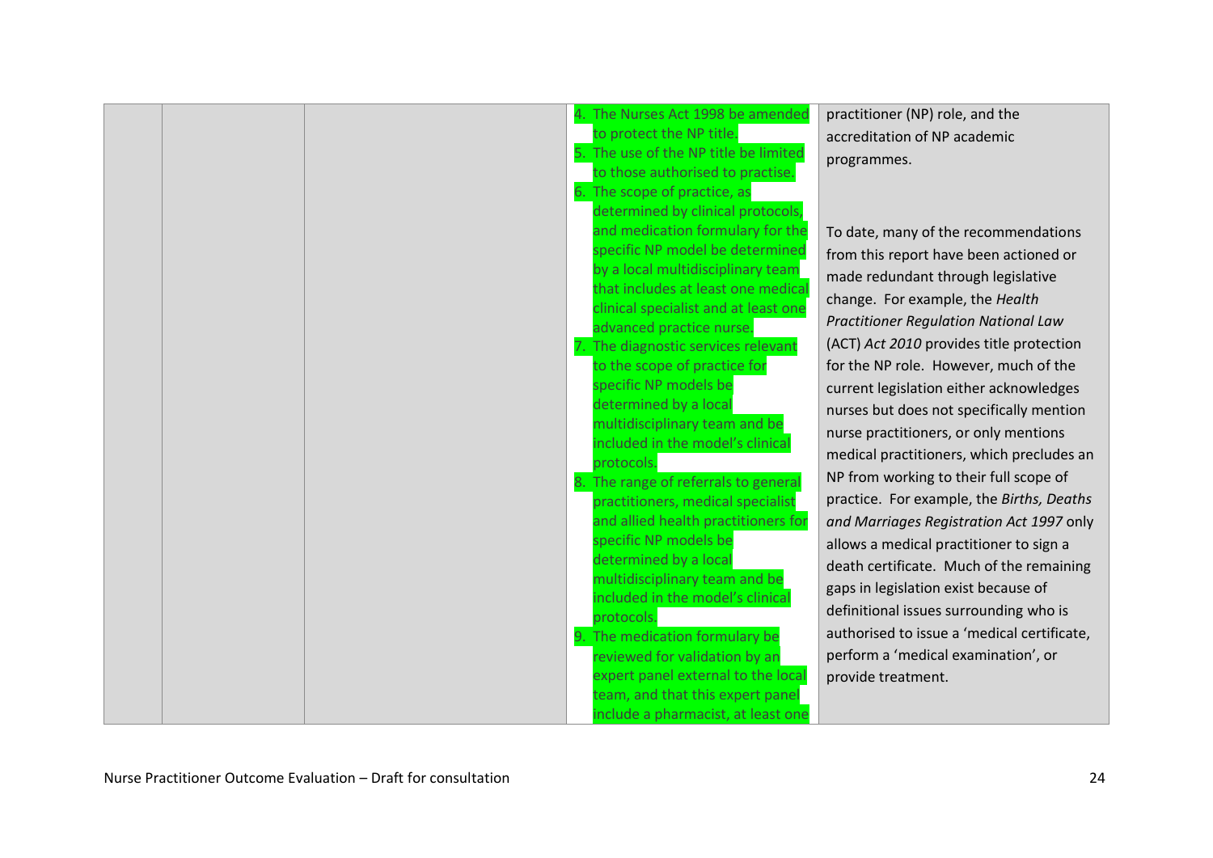| | | | 4. The Nurses Act 1998 be amended to protect the NP title.<br>5. The use of the NP title be limited to those authorised to practise.<br>6. The scope of practice, as determined by clinical protocols, and medication formulary for the specific NP model be determined by a local multidisciplinary team that includes at least one medical clinical specialist and at least one advanced practice nurse.<br>7. The diagnostic services relevant to the scope of practice for specific NP models be determined by a local multidisciplinary team and be included in the model's clinical protocols.<br>8. The range of referrals to general practitioners, medical specialist and allied health practitioners for specific NP models be determined by a local multidisciplinary team and be included in the model's clinical protocols.<br>9. The medication formulary be reviewed for validation by an expert panel external to the local team, and that this expert panel include a pharmacist, at least one | practitioner (NP) role, and the accreditation of NP academic programmes.<br><br>To date, many of the recommendations from this report have been actioned or made redundant through legislative change. For example, the *Health Practitioner Regulation National Law* (ACT) *Act 2010* provides title protection for the NP role. However, much of the current legislation either acknowledges nurses but does not specifically mention nurse practitioners, or only mentions medical practitioners, which precludes an NP from working to their full scope of practice. For example, the *Births, Deaths and Marriages Registration Act 1997* only allows a medical practitioner to sign a death certificate. Much of the remaining gaps in legislation exist because of definitional issues surrounding who is authorised to issue a 'medical certificate, perform a 'medical examination', or provide treatment. |
|---|---|---|---|---|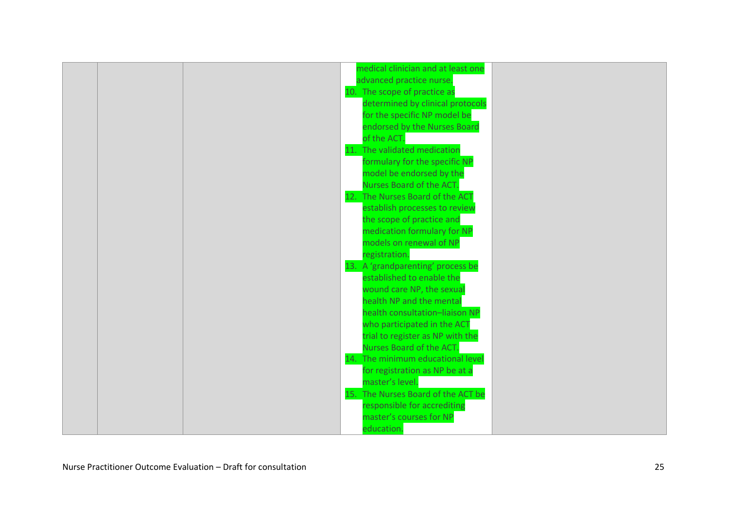| | | | | |
|---|---|---|---|---|
| | | | medical clinician and at least one advanced practice nurse.<br>10. The scope of practice as determined by clinical protocols for the specific NP model be endorsed by the Nurses Board of the ACT.<br>11. The validated medication formulary for the specific NP model be endorsed by the Nurses Board of the ACT.<br>12. The Nurses Board of the ACT establish processes to review the scope of practice and medication formulary for NP models on renewal of NP registration.<br>13. A 'grandparenting' process be established to enable the wound care NP, the sexual health NP and the mental health consultation–liaison NP who participated in the ACT trial to register as NP with the Nurses Board of the ACT.<br>14. The minimum educational level for registration as NP be at a master's level.<br>15. The Nurses Board of the ACT be responsible for accrediting master's courses for NP education. | |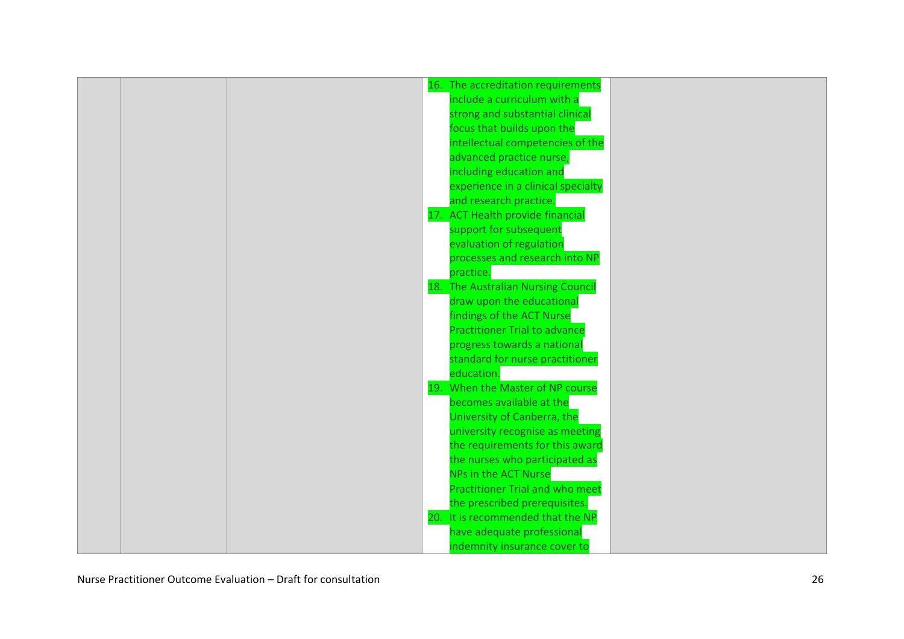|  |  |  | 16. The accreditation requirements include a curriculum with a strong and substantial clinical focus that builds upon the intellectual competencies of the advanced practice nurse, including education and experience in a clinical specialty and research practice.<br>17. ACT Health provide financial support for subsequent evaluation of regulation processes and research into NP practice.<br>18. The Australian Nursing Council draw upon the educational findings of the ACT Nurse Practitioner Trial to advance progress towards a national standard for nurse practitioner education.<br>19. When the Master of NP course becomes available at the University of Canberra, the university recognise as meeting the requirements for this award the nurses who participated as NPs in the ACT Nurse Practitioner Trial and who meet the prescribed prerequisites.<br>20. It is recommended that the NP have adequate professional indemnity insurance cover to |  |
|---|---|---|---|---|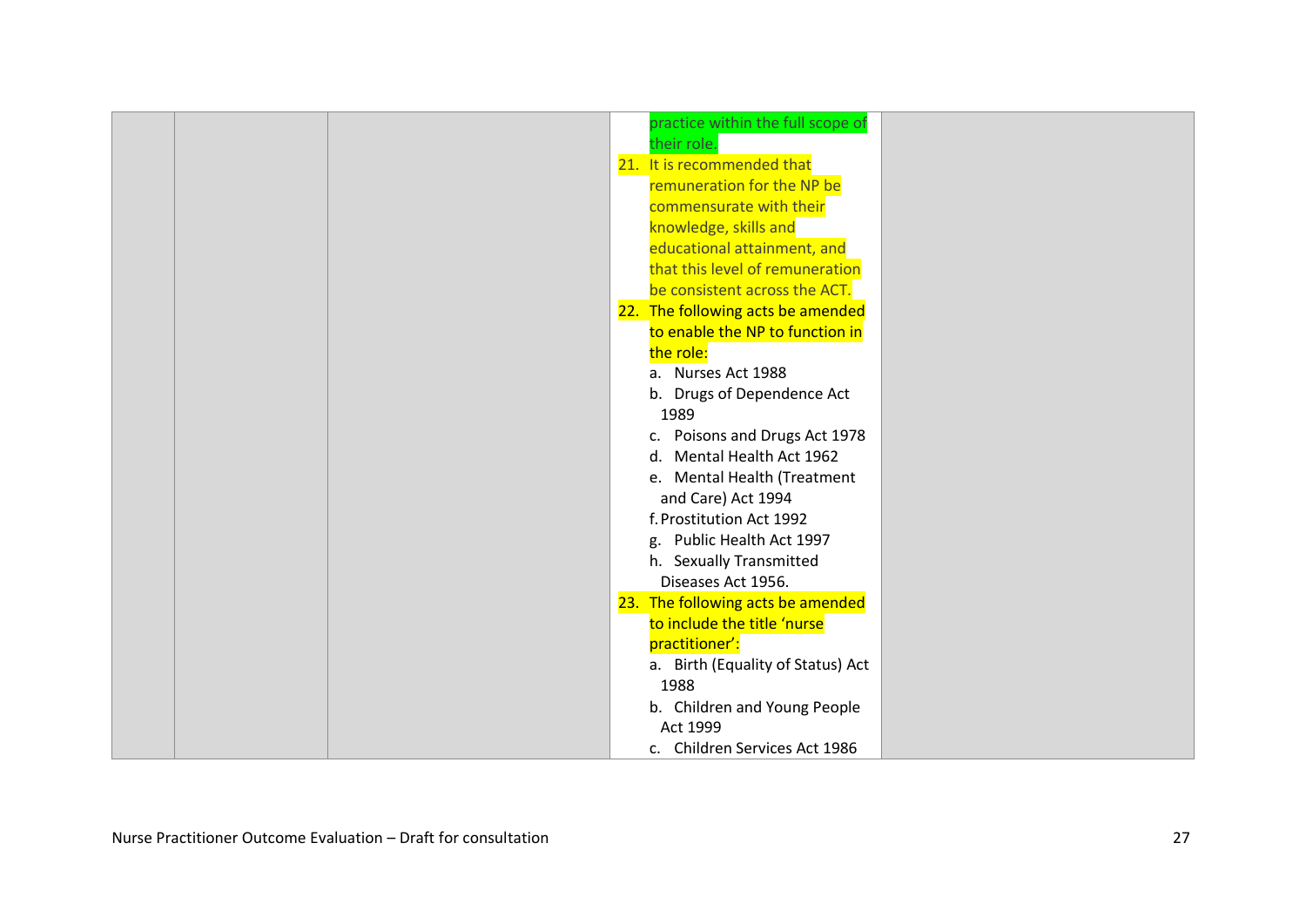| | | | | |
|---|---|---|---|---|
| | | | practice within the full scope of their role.<br>21. It is recommended that remuneration for the NP be commensurate with their knowledge, skills and educational attainment, and that this level of remuneration be consistent across the ACT.<br>22. The following acts be amended to enable the NP to function in the role:<br>a. Nurses Act 1988<br>b. Drugs of Dependence Act 1989<br>c. Poisons and Drugs Act 1978<br>d. Mental Health Act 1962<br>e. Mental Health (Treatment and Care) Act 1994<br>f. Prostitution Act 1992<br>g. Public Health Act 1997<br>h. Sexually Transmitted Diseases Act 1956.<br>23. The following acts be amended to include the title 'nurse practitioner':<br>a. Birth (Equality of Status) Act 1988<br>b. Children and Young People Act 1999<br>c. Children Services Act 1986 | |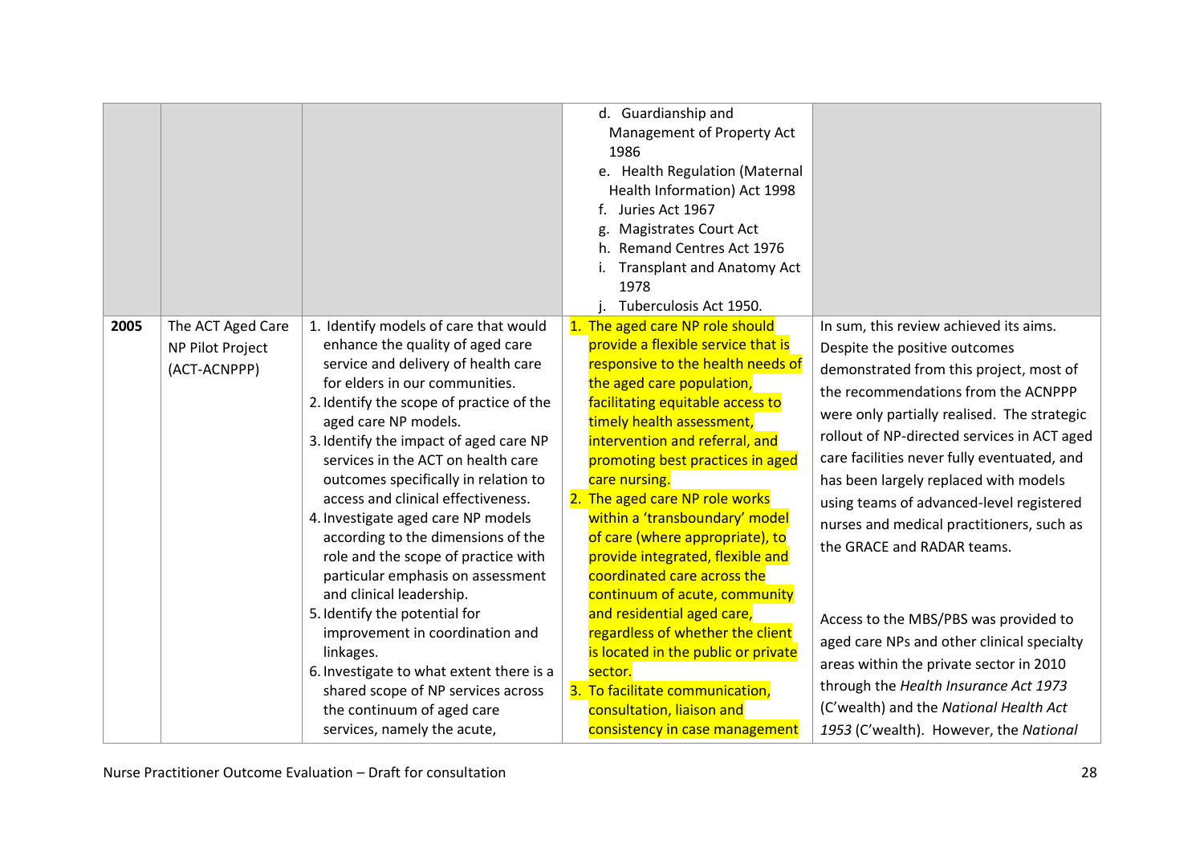| | | | | |
|---|---|---|---|---|
| | | | d. Guardianship and Management of Property Act 1986<br>e. Health Regulation (Maternal Health Information) Act 1998<br>f. Juries Act 1967<br>g. Magistrates Court Act<br>h. Remand Centres Act 1976<br>i. Transplant and Anatomy Act 1978<br>j. Tuberculosis Act 1950. | |
| **2005** | The ACT Aged Care NP Pilot Project (ACT-ACNPPP) | 1. Identify models of care that would enhance the quality of aged care service and delivery of health care for elders in our communities.<br>2. Identify the scope of practice of the aged care NP models.<br>3. Identify the impact of aged care NP services in the ACT on health care outcomes specifically in relation to access and clinical effectiveness.<br>4. Investigate aged care NP models according to the dimensions of the role and the scope of practice with particular emphasis on assessment and clinical leadership.<br>5. Identify the potential for improvement in coordination and linkages.<br>6. Investigate to what extent there is a shared scope of NP services across the continuum of aged care services, namely the acute, | 1. The aged care NP role should provide a flexible service that is responsive to the health needs of the aged care population, facilitating equitable access to timely health assessment, intervention and referral, and promoting best practices in aged care nursing.<br>2. The aged care NP role works within a 'transboundary' model of care (where appropriate), to provide integrated, flexible and coordinated care across the continuum of acute, community and residential aged care, regardless of whether the client is located in the public or private sector.<br>3. To facilitate communication, consultation, liaison and consistency in case management | In sum, this review achieved its aims. Despite the positive outcomes demonstrated from this project, most of the recommendations from the ACNPPP were only partially realised. The strategic rollout of NP-directed services in ACT aged care facilities never fully eventuated, and has been largely replaced with models using teams of advanced-level registered nurses and medical practitioners, such as the GRACE and RADAR teams.<br><br>Access to the MBS/PBS was provided to aged care NPs and other clinical specialty areas within the private sector in 2010 through the *Health Insurance Act 1973* (C'wealth) and the *National Health Act 1953* (C'wealth). However, the *National* |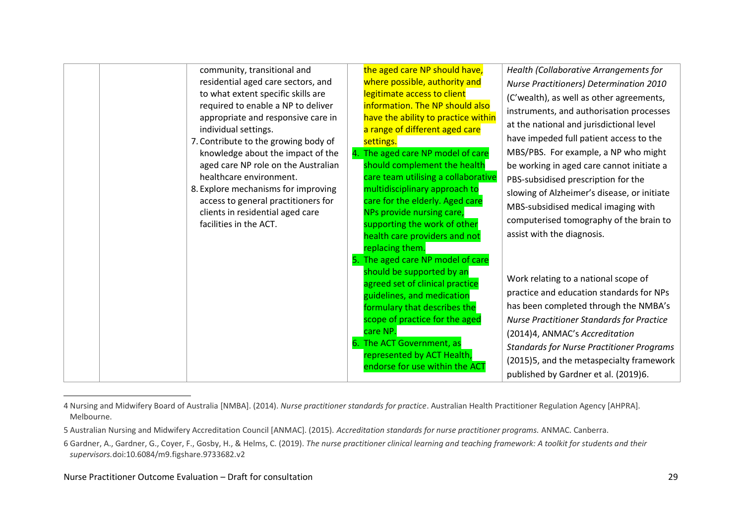| | | | | |
|---|---|---|---|---|
| | | community, transitional and residential aged care sectors, and to what extent specific skills are required to enable a NP to deliver appropriate and responsive care in individual settings.<br>7. Contribute to the growing body of knowledge about the impact of the aged care NP role on the Australian healthcare environment.<br>8. Explore mechanisms for improving access to general practitioners for clients in residential aged care facilities in the ACT. | the aged care NP should have, where possible, authority and legitimate access to client information. The NP should also have the ability to practice within a range of different aged care settings.<br>4. The aged care NP model of care should complement the health care team utilising a collaborative multidisciplinary approach to care for the elderly. Aged care NPs provide nursing care, supporting the work of other health care providers and not replacing them.<br>5. The aged care NP model of care should be supported by an agreed set of clinical practice guidelines, and medication formulary that describes the scope of practice for the aged care NP.<br>6. The ACT Government, as represented by ACT Health, endorse for use within the ACT | *Health (Collaborative Arrangements for Nurse Practitioners) Determination 2010* (C'wealth), as well as other agreements, instruments, and authorisation processes at the national and jurisdictional level have impeded full patient access to the MBS/PBS. For example, a NP who might be working in aged care cannot initiate a PBS-subsidised prescription for the slowing of Alzheimer's disease, or initiate MBS-subsidised medical imaging with computerised tomography of the brain to assist with the diagnosis.<br><br>Work relating to a national scope of practice and education standards for NPs has been completed through the NMBA's *Nurse Practitioner Standards for Practice* (2014)4, ANMAC's *Accreditation Standards for Nurse Practitioner Programs* (2015)5, and the metaspecialty framework published by Gardner et al. (2019)6. |

4 Nursing and Midwifery Board of Australia [NMBA]. (2014). *Nurse practitioner standards for practice*. Australian Health Practitioner Regulation Agency [AHPRA]. Melbourne.

5 Australian Nursing and Midwifery Accreditation Council [ANMAC]. (2015). *Accreditation standards for nurse practitioner programs.* ANMAC. Canberra.

6 Gardner, A., Gardner, G., Coyer, F., Gosby, H., & Helms, C. (2019). *The nurse practitioner clinical learning and teaching framework: A toolkit for students and their supervisors.*doi:10.6084/m9.figshare.9733682.v2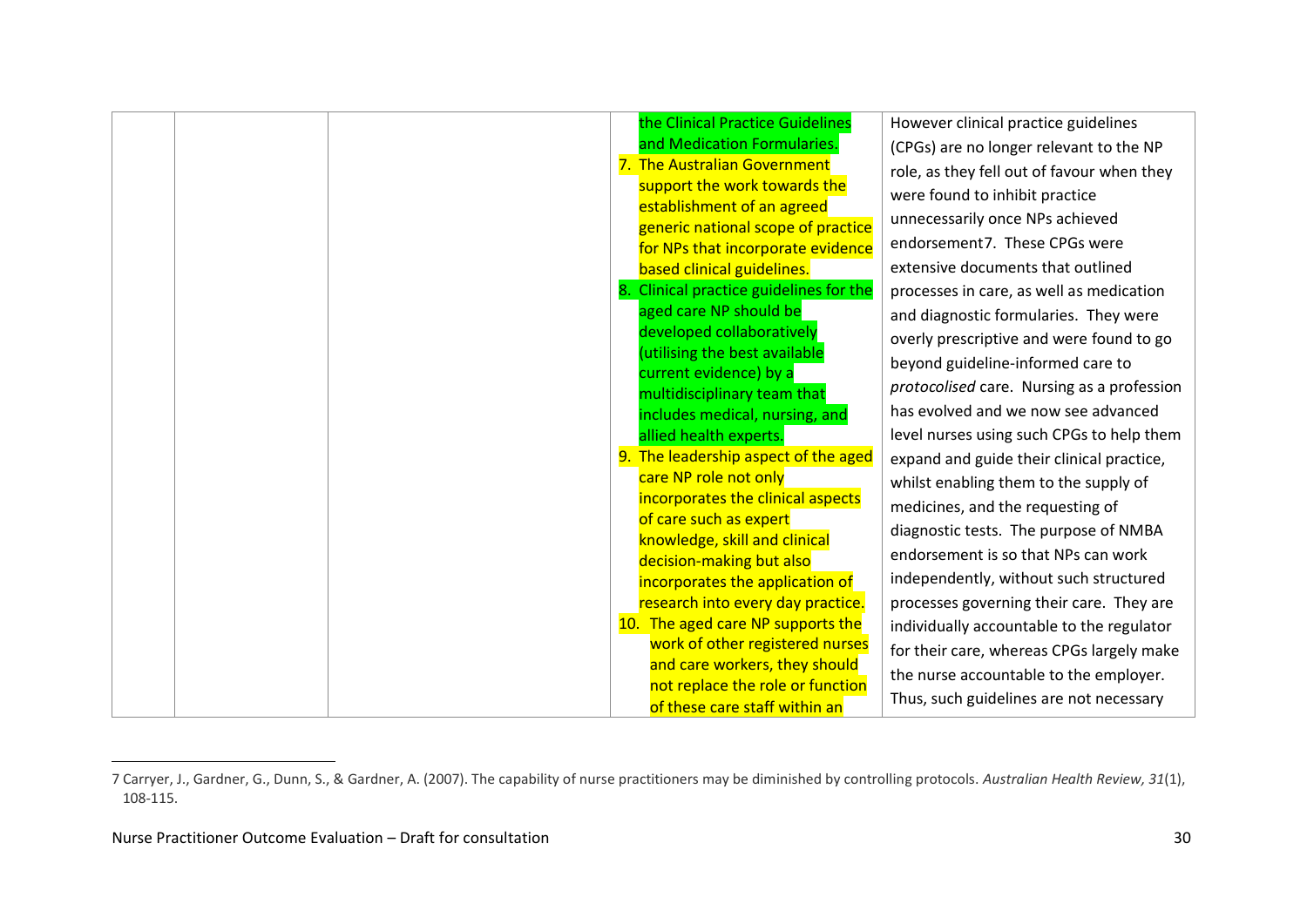|  |  |  | the Clinical Practice Guidelines and Medication Formularies.<br>7. The Australian Government support the work towards the establishment of an agreed generic national scope of practice for NPs that incorporate evidence based clinical guidelines.<br>8. Clinical practice guidelines for the aged care NP should be developed collaboratively (utilising the best available current evidence) by a multidisciplinary team that includes medical, nursing, and allied health experts.<br>9. The leadership aspect of the aged care NP role not only incorporates the clinical aspects of care such as expert knowledge, skill and clinical decision-making but also incorporates the application of research into every day practice.<br>10. The aged care NP supports the work of other registered nurses and care workers, they should not replace the role or function of these care staff within an | However clinical practice guidelines (CPGs) are no longer relevant to the NP role, as they fell out of favour when they were found to inhibit practice unnecessarily once NPs achieved endorsement7. These CPGs were extensive documents that outlined processes in care, as well as medication and diagnostic formularies. They were overly prescriptive and were found to go beyond guideline-informed care to *protocolised* care. Nursing as a profession has evolved and we now see advanced level nurses using such CPGs to help them expand and guide their clinical practice, whilst enabling them to the supply of medicines, and the requesting of diagnostic tests. The purpose of NMBA endorsement is so that NPs can work independently, without such structured processes governing their care. They are individually accountable to the regulator for their care, whereas CPGs largely make the nurse accountable to the employer. Thus, such guidelines are not necessary |

7 Carryer, J., Gardner, G., Dunn, S., & Gardner, A. (2007). The capability of nurse practitioners may be diminished by controlling protocols. *Australian Health Review, 31*(1), 108-115.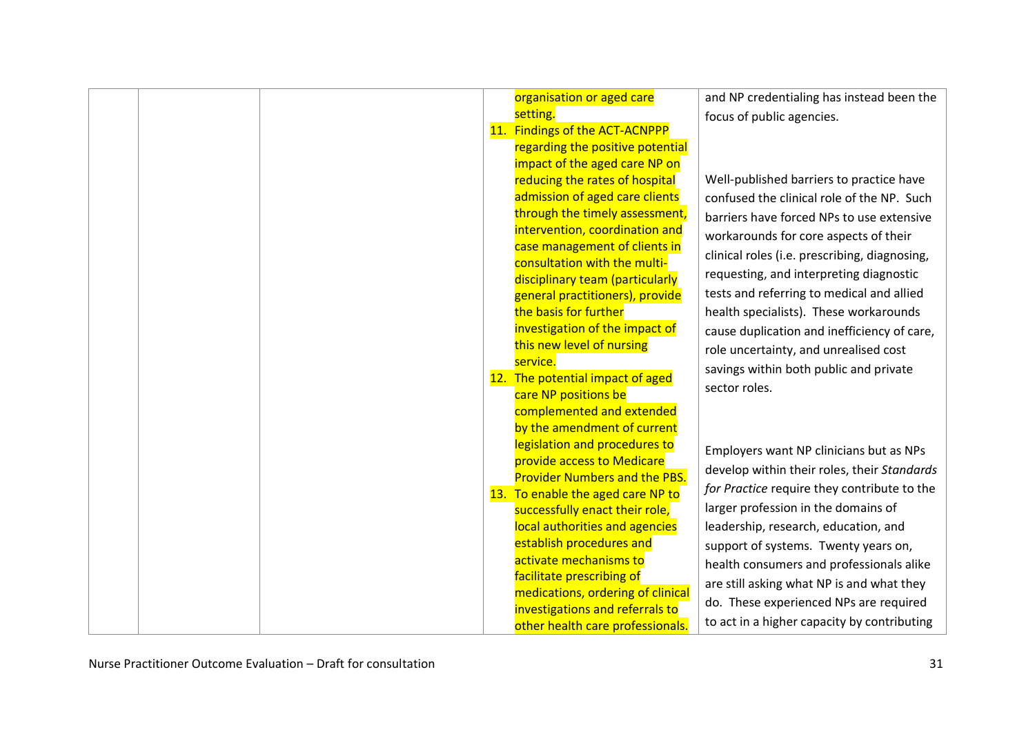|  |  |  | organisation or aged care setting.<br>11. Findings of the ACT-ACNPPP regarding the positive potential impact of the aged care NP on reducing the rates of hospital admission of aged care clients through the timely assessment, intervention, coordination and case management of clients in consultation with the multi-disciplinary team (particularly general practitioners), provide the basis for further investigation of the impact of this new level of nursing service.<br>12. The potential impact of aged care NP positions be complemented and extended by the amendment of current legislation and procedures to provide access to Medicare Provider Numbers and the PBS.<br>13. To enable the aged care NP to successfully enact their role, local authorities and agencies establish procedures and activate mechanisms to facilitate prescribing of medications, ordering of clinical investigations and referrals to other health care professionals. | and NP credentialing has instead been the focus of public agencies.<br><br>Well-published barriers to practice have confused the clinical role of the NP. Such barriers have forced NPs to use extensive workarounds for core aspects of their clinical roles (i.e. prescribing, diagnosing, requesting, and interpreting diagnostic tests and referring to medical and allied health specialists). These workarounds cause duplication and inefficiency of care, role uncertainty, and unrealised cost savings within both public and private sector roles.<br><br>Employers want NP clinicians but as NPs develop within their roles, their *Standards for Practice* require they contribute to the larger profession in the domains of leadership, research, education, and support of systems. Twenty years on, health consumers and professionals alike are still asking what NP is and what they do. These experienced NPs are required to act in a higher capacity by contributing |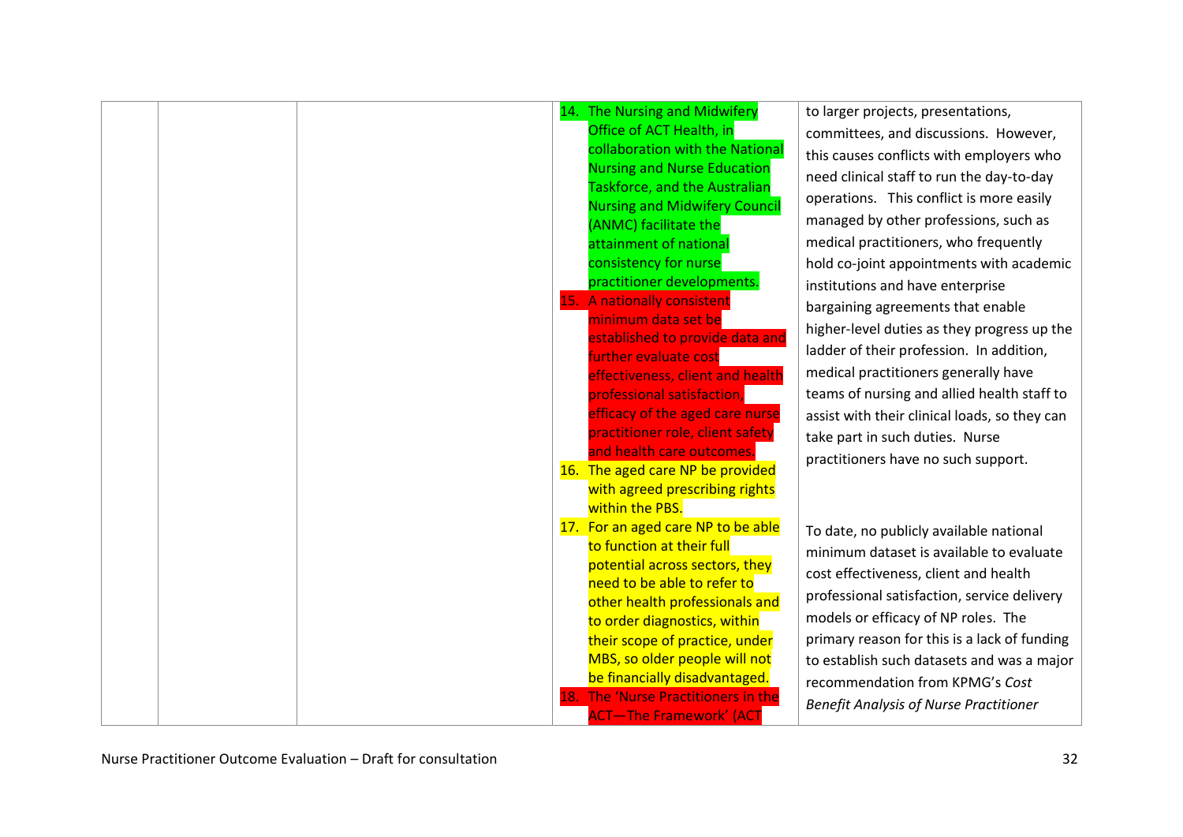| | | | | |
|---|---|---|---|---|
| | | | 14. The Nursing and Midwifery Office of ACT Health, in collaboration with the National Nursing and Nurse Education Taskforce, and the Australian Nursing and Midwifery Council (ANMC) facilitate the attainment of national consistency for nurse practitioner developments.<br>15. A nationally consistent minimum data set be established to provide data and further evaluate cost effectiveness, client and health professional satisfaction, efficacy of the aged care nurse practitioner role, client safety and health care outcomes.<br>16. The aged care NP be provided with agreed prescribing rights within the PBS.<br>17. For an aged care NP to be able to function at their full potential across sectors, they need to be able to refer to other health professionals and to order diagnostics, within their scope of practice, under MBS, so older people will not be financially disadvantaged.<br>18. The 'Nurse Practitioners in the ACT—The Framework' (ACT | to larger projects, presentations, committees, and discussions. However, this causes conflicts with employers who need clinical staff to run the day-to-day operations. This conflict is more easily managed by other professions, such as medical practitioners, who frequently hold co-joint appointments with academic institutions and have enterprise bargaining agreements that enable higher-level duties as they progress up the ladder of their profession. In addition, medical practitioners generally have teams of nursing and allied health staff to assist with their clinical loads, so they can take part in such duties. Nurse practitioners have no such support.<br><br>To date, no publicly available national minimum dataset is available to evaluate cost effectiveness, client and health professional satisfaction, service delivery models or efficacy of NP roles. The primary reason for this is a lack of funding to establish such datasets and was a major recommendation from KPMG's *Cost Benefit Analysis of Nurse Practitioner* |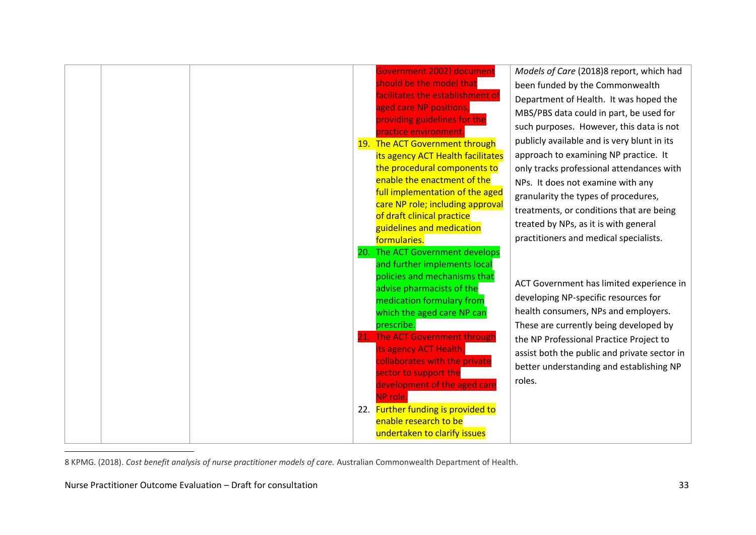| | | | | |
|---|---|---|---|---|
| | | | Government 2002) document should be the model that facilitates the establishment of aged care NP positions, providing guidelines for the practice environment.<br>19. The ACT Government through its agency ACT Health facilitates the procedural components to enable the enactment of the full implementation of the aged care NP role; including approval of draft clinical practice guidelines and medication formularies.<br>20. The ACT Government develops and further implements local policies and mechanisms that advise pharmacists of the medication formulary from which the aged care NP can prescribe.<br>21. The ACT Government through its agency ACT Health, collaborates with the private sector to support the development of the aged care NP role.<br>22. Further funding is provided to enable research to be undertaken to clarify issues | *Models of Care* (2018)8 report, which had been funded by the Commonwealth Department of Health. It was hoped the MBS/PBS data could in part, be used for such purposes. However, this data is not publicly available and is very blunt in its approach to examining NP practice. It only tracks professional attendances with NPs. It does not examine with any granularity the types of procedures, treatments, or conditions that are being treated by NPs, as it is with general practitioners and medical specialists.<br><br>ACT Government has limited experience in developing NP-specific resources for health consumers, NPs and employers. These are currently being developed by the NP Professional Practice Project to assist both the public and private sector in better understanding and establishing NP roles. |

8 KPMG. (2018). *Cost benefit analysis of nurse practitioner models of care.* Australian Commonwealth Department of Health.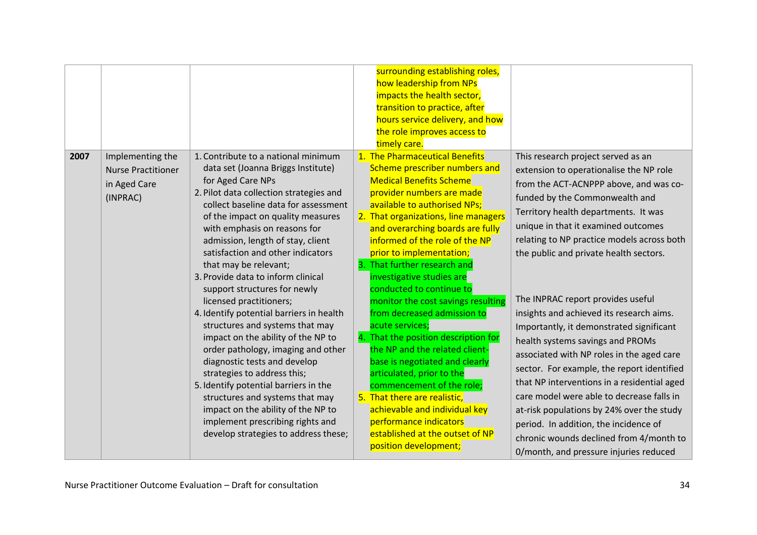| | | | | |
|---|---|---|---|---|
| | | | surrounding establishing roles, how leadership from NPs impacts the health sector, transition to practice, after hours service delivery, and how the role improves access to timely care. | |
| **2007** | Implementing the Nurse Practitioner in Aged Care (INPRAC) | 1. Contribute to a national minimum data set (Joanna Briggs Institute) for Aged Care NPs<br>2. Pilot data collection strategies and collect baseline data for assessment of the impact on quality measures with emphasis on reasons for admission, length of stay, client satisfaction and other indicators that may be relevant;<br>3. Provide data to inform clinical support structures for newly licensed practitioners;<br>4. Identify potential barriers in health structures and systems that may impact on the ability of the NP to order pathology, imaging and other diagnostic tests and develop strategies to address this;<br>5. Identify potential barriers in the structures and systems that may impact on the ability of the NP to implement prescribing rights and develop strategies to address these; | 1. The Pharmaceutical Benefits Scheme prescriber numbers and Medical Benefits Scheme provider numbers are made available to authorised NPs;<br>2. That organizations, line managers and overarching boards are fully informed of the role of the NP prior to implementation;<br>3. That further research and investigative studies are conducted to continue to monitor the cost savings resulting from decreased admission to acute services;<br>4. That the position description for the NP and the related client-base is negotiated and clearly articulated, prior to the commencement of the role;<br>5. That there are realistic, achievable and individual key performance indicators established at the outset of NP position development; | This research project served as an extension to operationalise the NP role from the ACT-ACNPPP above, and was co-funded by the Commonwealth and Territory health departments. It was unique in that it examined outcomes relating to NP practice models across both the public and private health sectors.<br><br>The INPRAC report provides useful insights and achieved its research aims. Importantly, it demonstrated significant health systems savings and PROMs associated with NP roles in the aged care sector. For example, the report identified that NP interventions in a residential aged care model were able to decrease falls in at-risk populations by 24% over the study period. In addition, the incidence of chronic wounds declined from 4/month to 0/month, and pressure injuries reduced |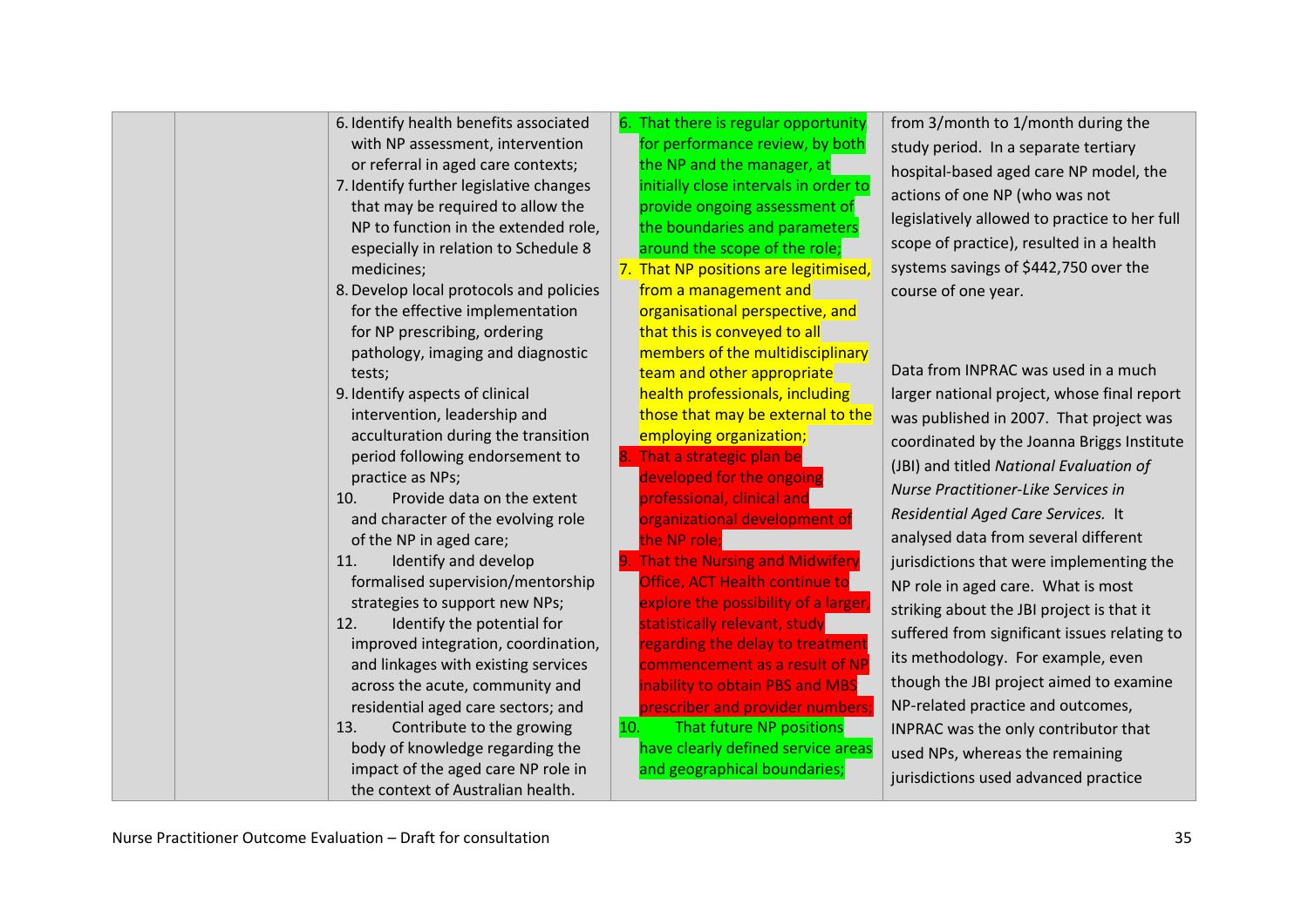|  |  | 6. Identify health benefits associated with NP assessment, intervention or referral in aged care contexts;<br>7. Identify further legislative changes that may be required to allow the NP to function in the extended role, especially in relation to Schedule 8 medicines;<br>8. Develop local protocols and policies for the effective implementation for NP prescribing, ordering pathology, imaging and diagnostic tests;<br>9. Identify aspects of clinical intervention, leadership and acculturation during the transition period following endorsement to practice as NPs;<br>10. Provide data on the extent and character of the evolving role of the NP in aged care;<br>11. Identify and develop formalised supervision/mentorship strategies to support new NPs;<br>12. Identify the potential for improved integration, coordination, and linkages with existing services across the acute, community and residential aged care sectors; and<br>13. Contribute to the growing body of knowledge regarding the impact of the aged care NP role in the context of Australian health. | 6. That there is regular opportunity for performance review, by both the NP and the manager, at initially close intervals in order to provide ongoing assessment of the boundaries and parameters around the scope of the role;<br>7. That NP positions are legitimised, from a management and organisational perspective, and that this is conveyed to all members of the multidisciplinary team and other appropriate health professionals, including those that may be external to the employing organization;<br>8. That a strategic plan be developed for the ongoing professional, clinical and organizational development of the NP role;<br>9. That the Nursing and Midwifery Office, ACT Health continue to explore the possibility of a larger, statistically relevant, study regarding the delay to treatment commencement as a result of NP inability to obtain PBS and MBS prescriber and provider numbers;<br>10. That future NP positions have clearly defined service areas and geographical boundaries; | from 3/month to 1/month during the study period. In a separate tertiary hospital-based aged care NP model, the actions of one NP (who was not legislatively allowed to practice to her full scope of practice), resulted in a health systems savings of $442,750 over the course of one year.<br><br>Data from INPRAC was used in a much larger national project, whose final report was published in 2007. That project was coordinated by the Joanna Briggs Institute (JBI) and titled *National Evaluation of Nurse Practitioner-Like Services in Residential Aged Care Services.* It analysed data from several different jurisdictions that were implementing the NP role in aged care. What is most striking about the JBI project is that it suffered from significant issues relating to its methodology. For example, even though the JBI project aimed to examine NP-related practice and outcomes, INPRAC was the only contributor that used NPs, whereas the remaining jurisdictions used advanced practice |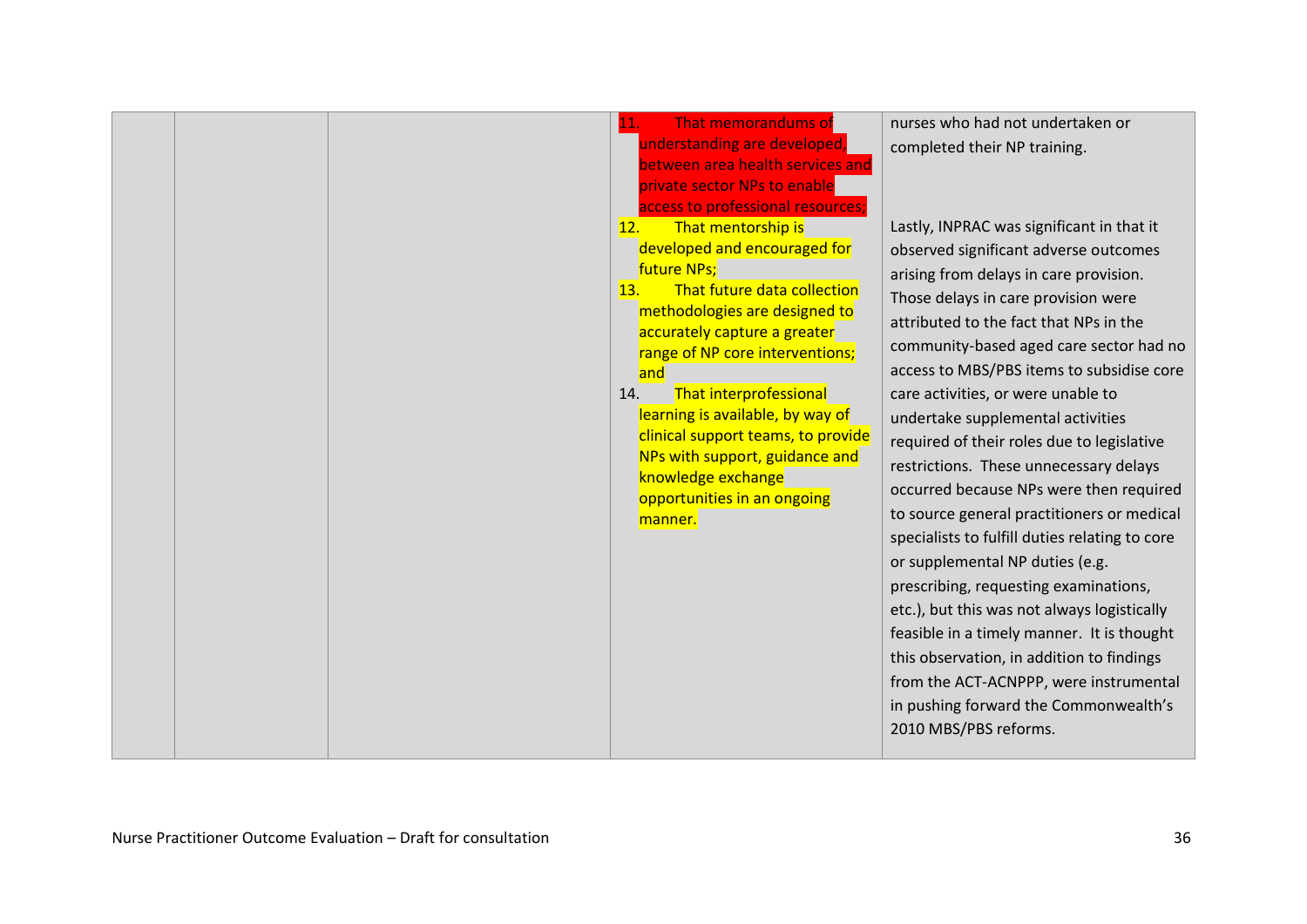|  |  |  | 11. That memorandums of understanding are developed, between area health services and private sector NPs to enable access to professional resources;<br>12. That mentorship is developed and encouraged for future NPs;<br>13. That future data collection methodologies are designed to accurately capture a greater range of NP core interventions; and<br>14. That interprofessional learning is available, by way of clinical support teams, to provide NPs with support, guidance and knowledge exchange opportunities in an ongoing manner. | nurses who had not undertaken or completed their NP training.<br><br>Lastly, INPRAC was significant in that it observed significant adverse outcomes arising from delays in care provision. Those delays in care provision were attributed to the fact that NPs in the community-based aged care sector had no access to MBS/PBS items to subsidise core care activities, or were unable to undertake supplemental activities required of their roles due to legislative restrictions. These unnecessary delays occurred because NPs were then required to source general practitioners or medical specialists to fulfill duties relating to core or supplemental NP duties (e.g. prescribing, requesting examinations, etc.), but this was not always logistically feasible in a timely manner. It is thought this observation, in addition to findings from the ACT-ACNPPP, were instrumental in pushing forward the Commonwealth's 2010 MBS/PBS reforms. |
|---|---|---|---|---|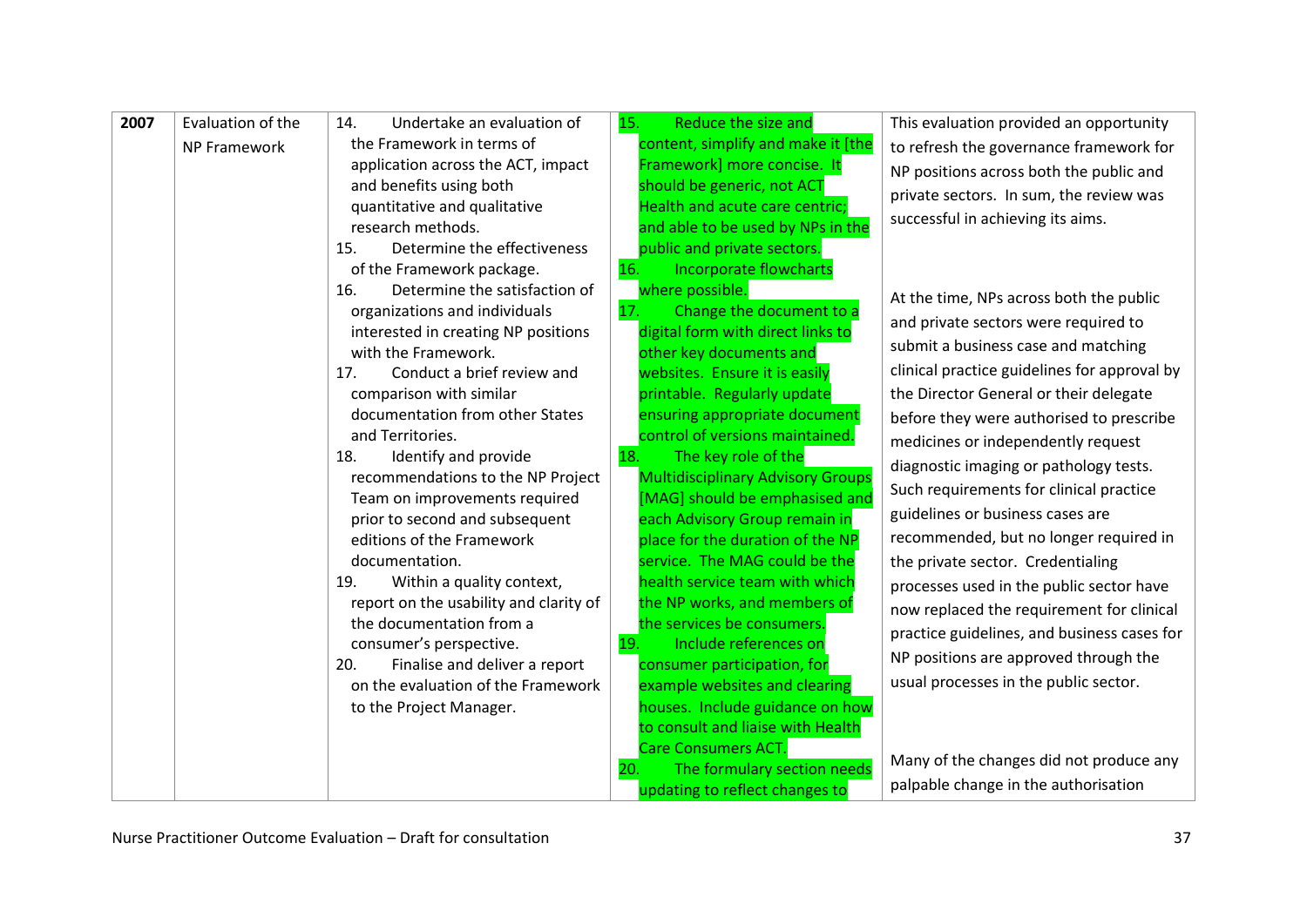| | | | | |
|---|---|---|---|---|
| **2007** | Evaluation of the NP Framework | 14. Undertake an evaluation of the Framework in terms of application across the ACT, impact and benefits using both quantitative and qualitative research methods.<br>15. Determine the effectiveness of the Framework package.<br>16. Determine the satisfaction of organizations and individuals interested in creating NP positions with the Framework.<br>17. Conduct a brief review and comparison with similar documentation from other States and Territories.<br>18. Identify and provide recommendations to the NP Project Team on improvements required prior to second and subsequent editions of the Framework documentation.<br>19. Within a quality context, report on the usability and clarity of the documentation from a consumer's perspective.<br>20. Finalise and deliver a report on the evaluation of the Framework to the Project Manager. | 15. Reduce the size and content, simplify and make it [the Framework] more concise. It should be generic, not ACT Health and acute care centric; and able to be used by NPs in the public and private sectors.<br>16. Incorporate flowcharts where possible.<br>17. Change the document to a digital form with direct links to other key documents and websites. Ensure it is easily printable. Regularly update ensuring appropriate document control of versions maintained.<br>18. The key role of the Multidisciplinary Advisory Groups [MAG] should be emphasised and each Advisory Group remain in place for the duration of the NP service. The MAG could be the health service team with which the NP works, and members of the services be consumers.<br>19. Include references on consumer participation, for example websites and clearing houses. Include guidance on how to consult and liaise with Health Care Consumers ACT.<br>20. The formulary section needs updating to reflect changes to | This evaluation provided an opportunity to refresh the governance framework for NP positions across both the public and private sectors. In sum, the review was successful in achieving its aims.<br><br>At the time, NPs across both the public and private sectors were required to submit a business case and matching clinical practice guidelines for approval by the Director General or their delegate before they were authorised to prescribe medicines or independently request diagnostic imaging or pathology tests. Such requirements for clinical practice guidelines or business cases are recommended, but no longer required in the private sector. Credentialing processes used in the public sector have now replaced the requirement for clinical practice guidelines, and business cases for NP positions are approved through the usual processes in the public sector.<br><br>Many of the changes did not produce any palpable change in the authorisation |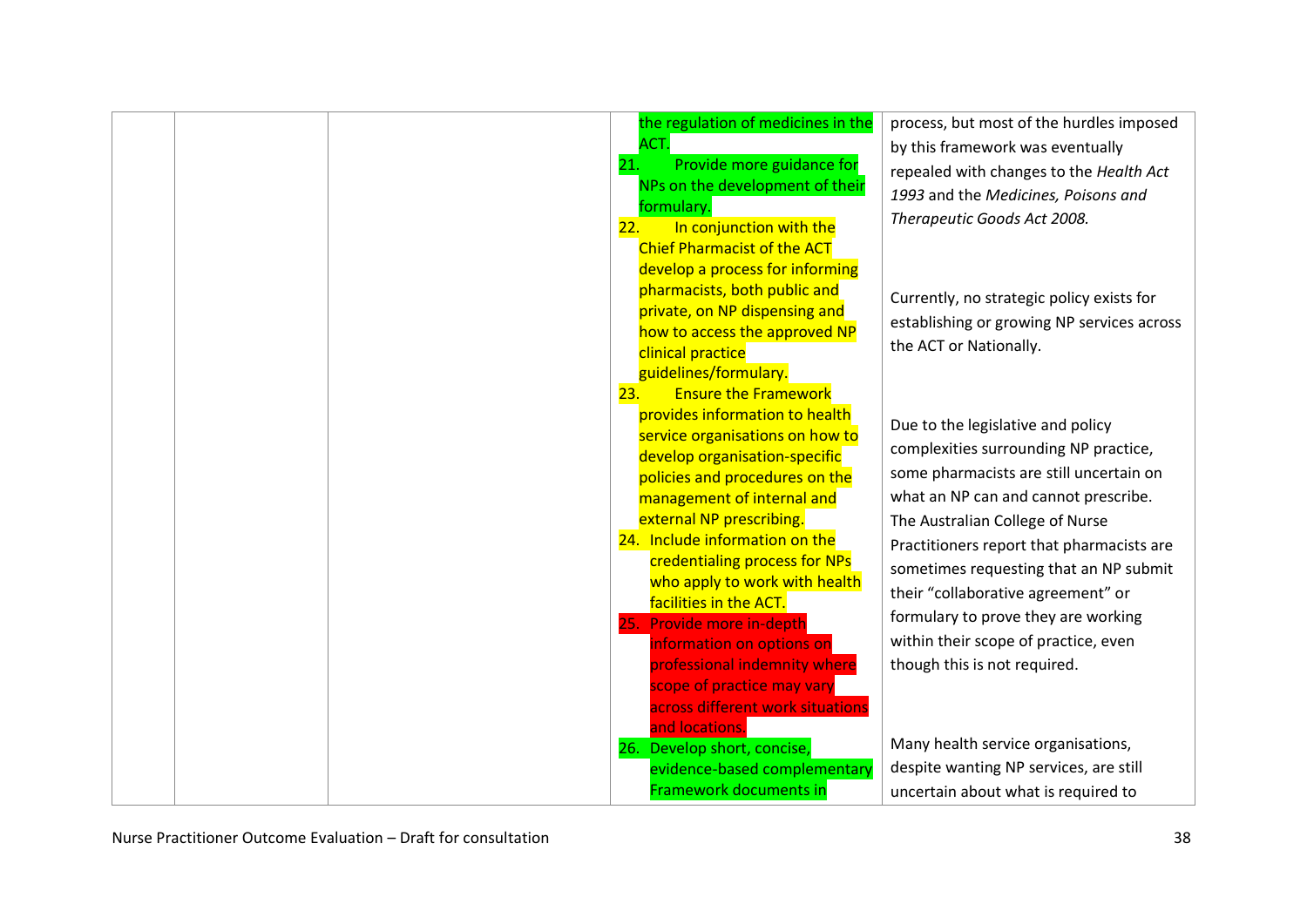|  |  |  | the regulation of medicines in the ACT.<br>21. Provide more guidance for NPs on the development of their formulary.<br>22. In conjunction with the Chief Pharmacist of the ACT develop a process for informing pharmacists, both public and private, on NP dispensing and how to access the approved NP clinical practice guidelines/formulary.<br>23. Ensure the Framework provides information to health service organisations on how to develop organisation-specific policies and procedures on the management of internal and external NP prescribing.<br>24. Include information on the credentialing process for NPs who apply to work with health facilities in the ACT.<br>25. Provide more in-depth information on options on professional indemnity where scope of practice may vary across different work situations and locations.<br>26. Develop short, concise, evidence-based complementary Framework documents in | process, but most of the hurdles imposed by this framework was eventually repealed with changes to the *Health Act 1993* and the *Medicines, Poisons and Therapeutic Goods Act 2008.*<br><br>Currently, no strategic policy exists for establishing or growing NP services across the ACT or Nationally.<br><br>Due to the legislative and policy complexities surrounding NP practice, some pharmacists are still uncertain on what an NP can and cannot prescribe. The Australian College of Nurse Practitioners report that pharmacists are sometimes requesting that an NP submit their "collaborative agreement" or formulary to prove they are working within their scope of practice, even though this is not required.<br><br>Many health service organisations, despite wanting NP services, are still uncertain about what is required to |
|---|---|---|---|---|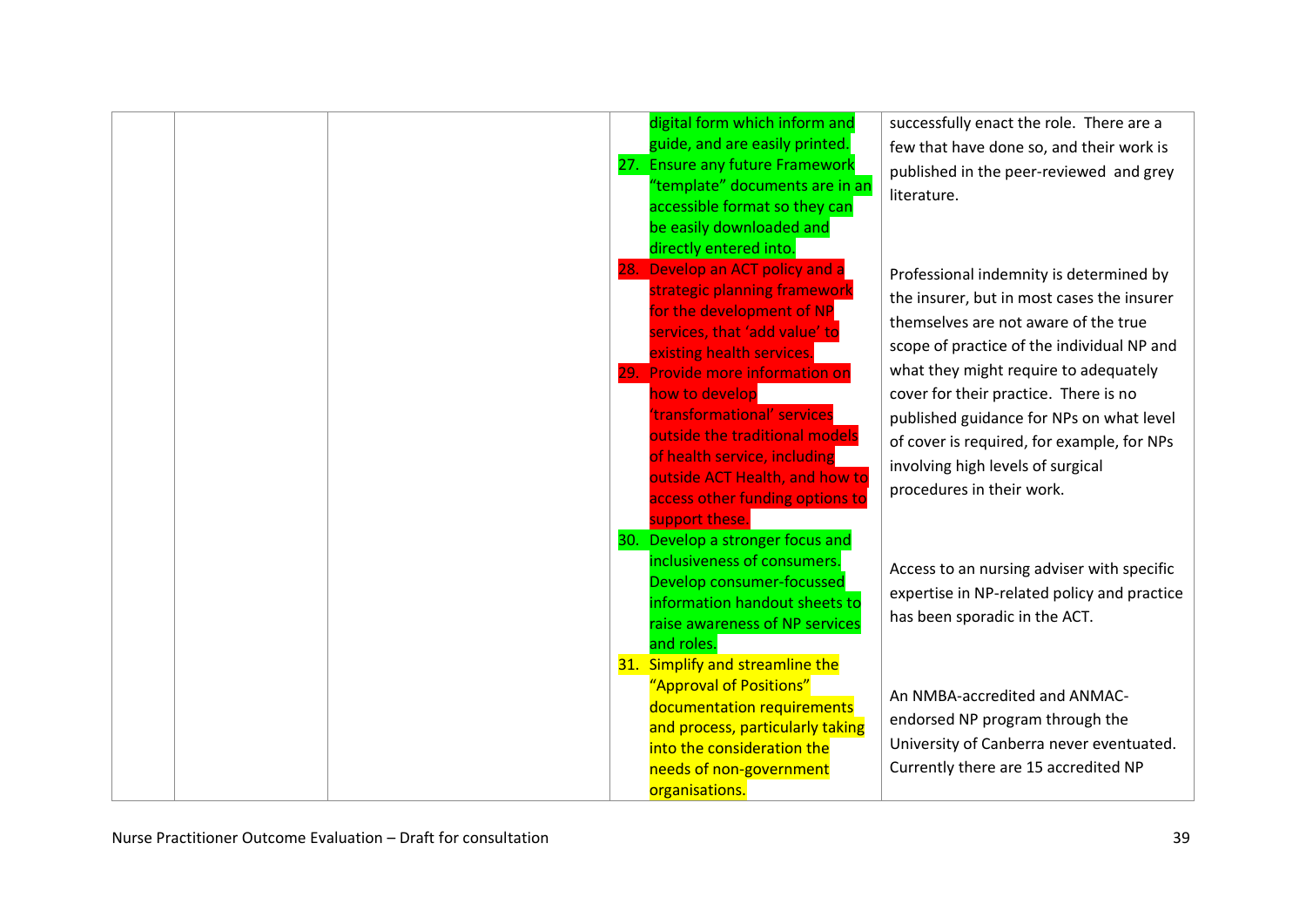|  |  |  | digital form which inform and guide, and are easily printed.<br>27. Ensure any future Framework "template" documents are in an accessible format so they can be easily downloaded and directly entered into.<br>28. Develop an ACT policy and a strategic planning framework for the development of NP services, that 'add value' to existing health services.<br>29. Provide more information on how to develop 'transformational' services outside the traditional models of health service, including outside ACT Health, and how to access other funding options to support these.<br>30. Develop a stronger focus and inclusiveness of consumers. Develop consumer-focussed information handout sheets to raise awareness of NP services and roles.<br>31. Simplify and streamline the "Approval of Positions" documentation requirements and process, particularly taking into the consideration the needs of non-government organisations. | successfully enact the role. There are a few that have done so, and their work is published in the peer-reviewed and grey literature.<br><br>Professional indemnity is determined by the insurer, but in most cases the insurer themselves are not aware of the true scope of practice of the individual NP and what they might require to adequately cover for their practice. There is no published guidance for NPs on what level of cover is required, for example, for NPs involving high levels of surgical procedures in their work.<br><br>Access to an nursing adviser with specific expertise in NP-related policy and practice has been sporadic in the ACT.<br><br>An NMBA-accredited and ANMAC-endorsed NP program through the University of Canberra never eventuated. Currently there are 15 accredited NP |
|---|---|---|---|---|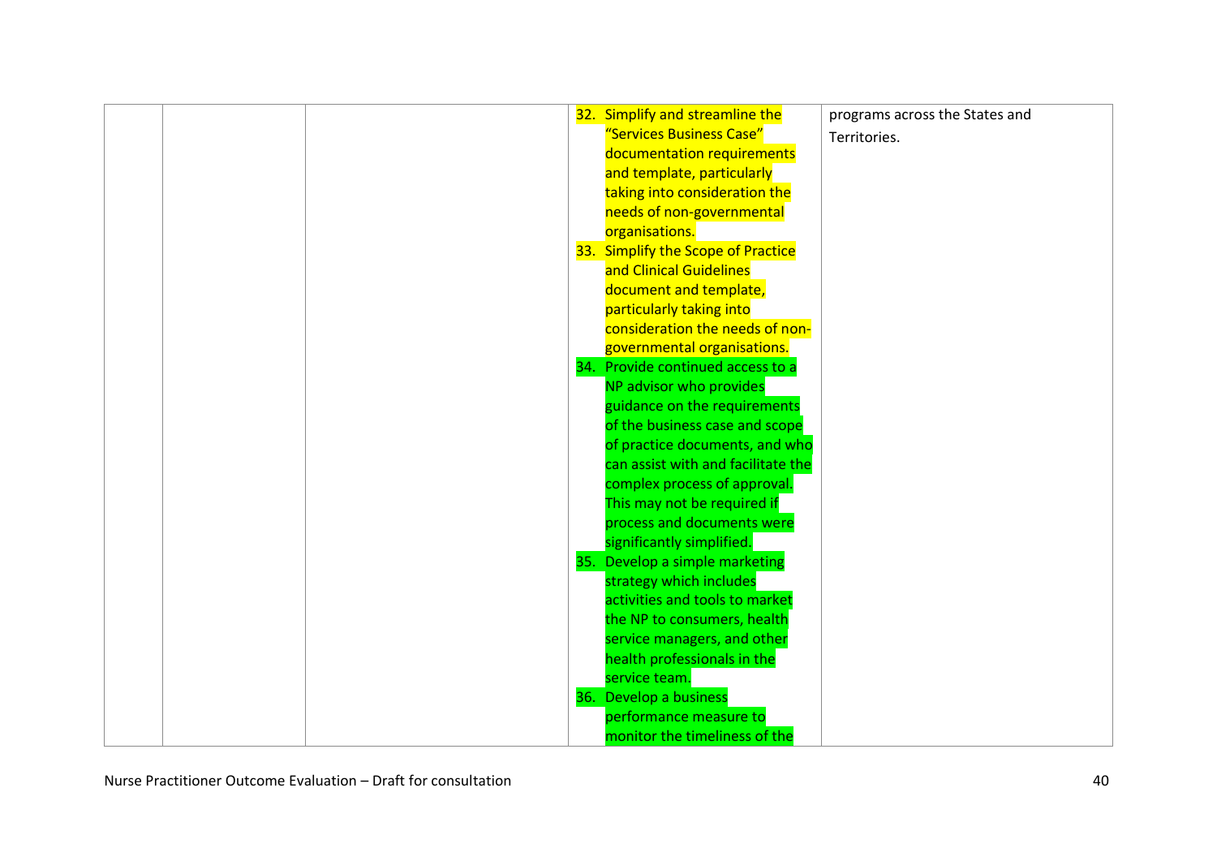|  |  |  | 32. Simplify and streamline the "Services Business Case" documentation requirements and template, particularly taking into consideration the needs of non-governmental organisations.<br>33. Simplify the Scope of Practice and Clinical Guidelines document and template, particularly taking into consideration the needs of non-governmental organisations.<br>34. Provide continued access to a NP advisor who provides guidance on the requirements of the business case and scope of practice documents, and who can assist with and facilitate the complex process of approval. This may not be required if process and documents were significantly simplified.<br>35. Develop a simple marketing strategy which includes activities and tools to market the NP to consumers, health service managers, and other health professionals in the service team.<br>36. Develop a business performance measure to monitor the timeliness of the | programs across the States and Territories. |
|---|---|---|---|---|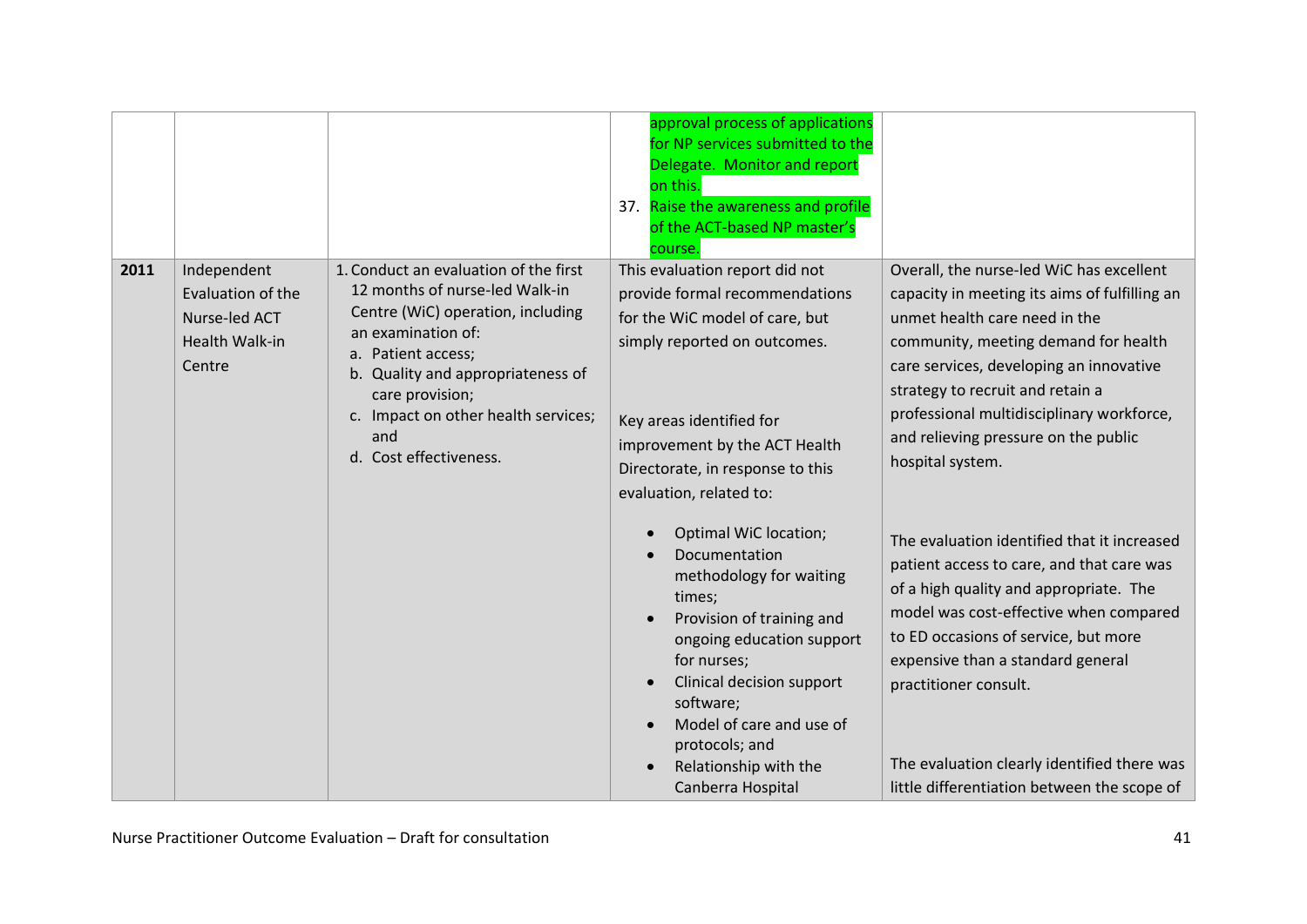| | | | | |
|---|---|---|---|---|
| | | | approval process of applications for NP services submitted to the Delegate. Monitor and report on this.<br>37. Raise the awareness and profile of the ACT-based NP master's course. | |
| **2011** | Independent Evaluation of the Nurse-led ACT Health Walk-in Centre | 1. Conduct an evaluation of the first 12 months of nurse-led Walk-in Centre (WiC) operation, including an examination of:<br>a. Patient access;<br>b. Quality and appropriateness of care provision;<br>c. Impact on other health services; and<br>d. Cost effectiveness. | This evaluation report did not provide formal recommendations for the WiC model of care, but simply reported on outcomes.<br><br>Key areas identified for improvement by the ACT Health Directorate, in response to this evaluation, related to:<br>• Optimal WiC location;<br>• Documentation methodology for waiting times;<br>• Provision of training and ongoing education support for nurses;<br>• Clinical decision support software;<br>• Model of care and use of protocols; and<br>• Relationship with the Canberra Hospital | Overall, the nurse-led WiC has excellent capacity in meeting its aims of fulfilling an unmet health care need in the community, meeting demand for health care services, developing an innovative strategy to recruit and retain a professional multidisciplinary workforce, and relieving pressure on the public hospital system.<br><br>The evaluation identified that it increased patient access to care, and that care was of a high quality and appropriate. The model was cost-effective when compared to ED occasions of service, but more expensive than a standard general practitioner consult.<br><br>The evaluation clearly identified there was little differentiation between the scope of |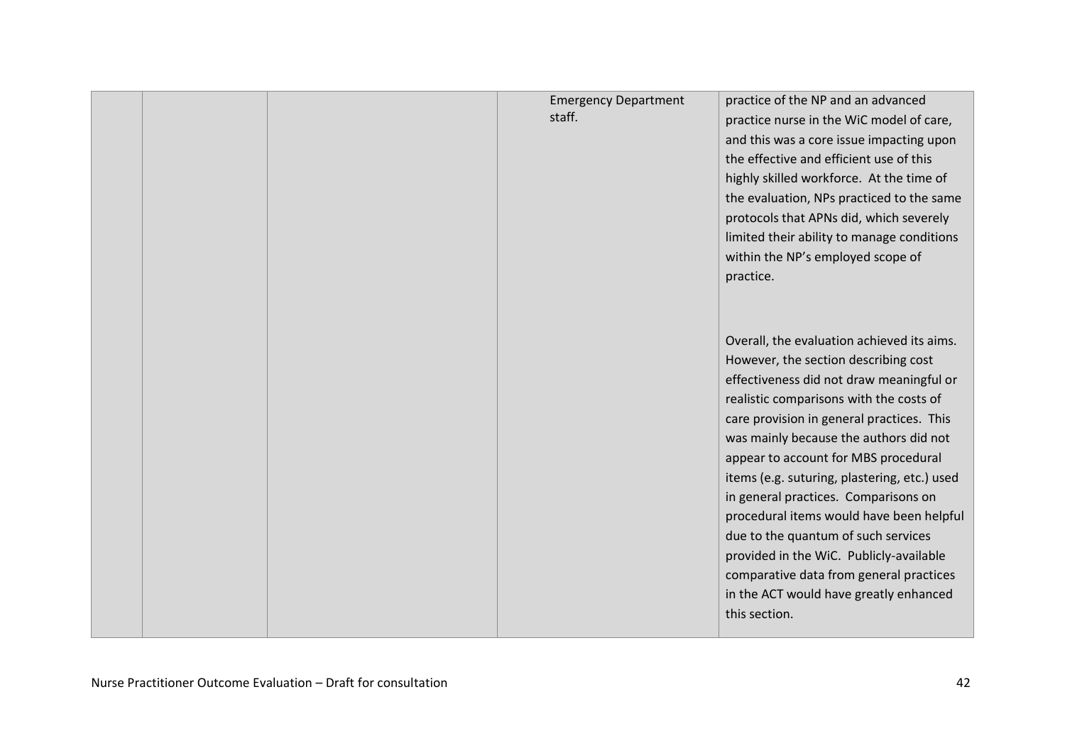| | | | | |
|---|---|---|---|---|
| | | | Emergency Department staff. | practice of the NP and an advanced practice nurse in the WiC model of care, and this was a core issue impacting upon the effective and efficient use of this highly skilled workforce. At the time of the evaluation, NPs practiced to the same protocols that APNs did, which severely limited their ability to manage conditions within the NP's employed scope of practice.<br><br>Overall, the evaluation achieved its aims. However, the section describing cost effectiveness did not draw meaningful or realistic comparisons with the costs of care provision in general practices. This was mainly because the authors did not appear to account for MBS procedural items (e.g. suturing, plastering, etc.) used in general practices. Comparisons on procedural items would have been helpful due to the quantum of such services provided in the WiC. Publicly-available comparative data from general practices in the ACT would have greatly enhanced this section. |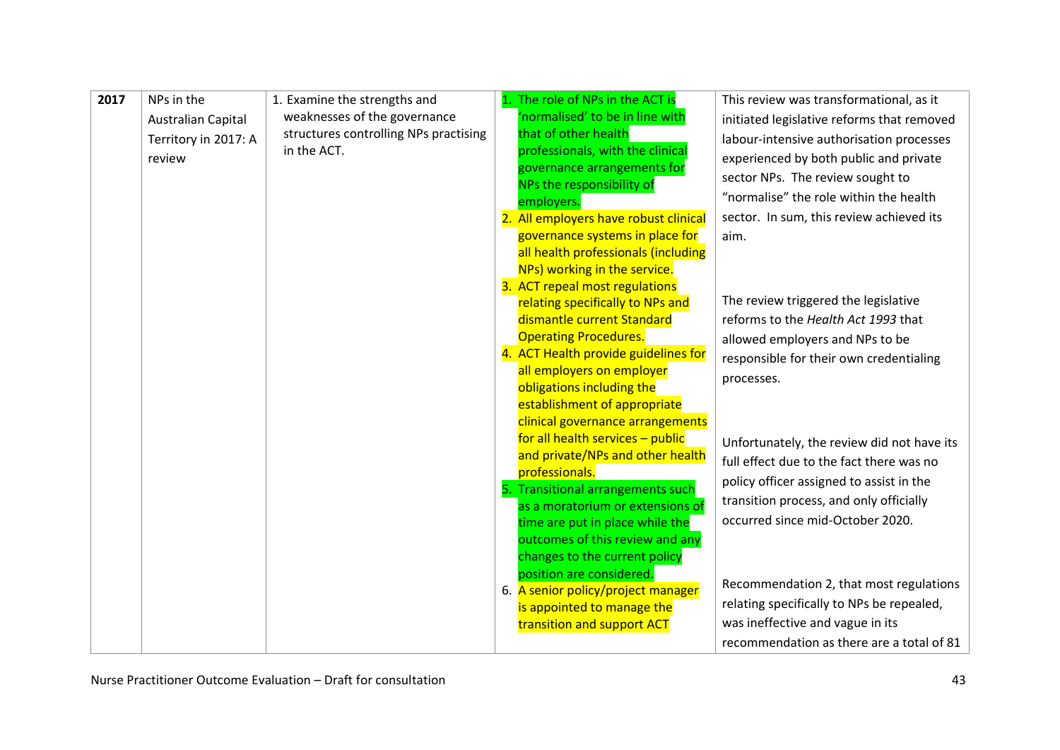| | | | | |
|---|---|---|---|---|
| **2017** | NPs in the Australian Capital Territory in 2017: A review | 1. Examine the strengths and weaknesses of the governance structures controlling NPs practising in the ACT. | 1. The role of NPs in the ACT is 'normalised' to be in line with that of other health professionals, with the clinical governance arrangements for NPs the responsibility of employers.<br>2. All employers have robust clinical governance systems in place for all health professionals (including NPs) working in the service.<br>3. ACT repeal most regulations relating specifically to NPs and dismantle current Standard Operating Procedures.<br>4. ACT Health provide guidelines for all employers on employer obligations including the establishment of appropriate clinical governance arrangements for all health services – public and private/NPs and other health professionals.<br>5. Transitional arrangements such as a moratorium or extensions of time are put in place while the outcomes of this review and any changes to the current policy position are considered.<br>6. A senior policy/project manager is appointed to manage the transition and support ACT | This review was transformational, as it initiated legislative reforms that removed labour-intensive authorisation processes experienced by both public and private sector NPs. The review sought to "normalise" the role within the health sector. In sum, this review achieved its aim.<br><br>The review triggered the legislative reforms to the *Health Act 1993* that allowed employers and NPs to be responsible for their own credentialing processes.<br><br>Unfortunately, the review did not have its full effect due to the fact there was no policy officer assigned to assist in the transition process, and only officially occurred since mid-October 2020.<br><br>Recommendation 2, that most regulations relating specifically to NPs be repealed, was ineffective and vague in its recommendation as there are a total of 81 |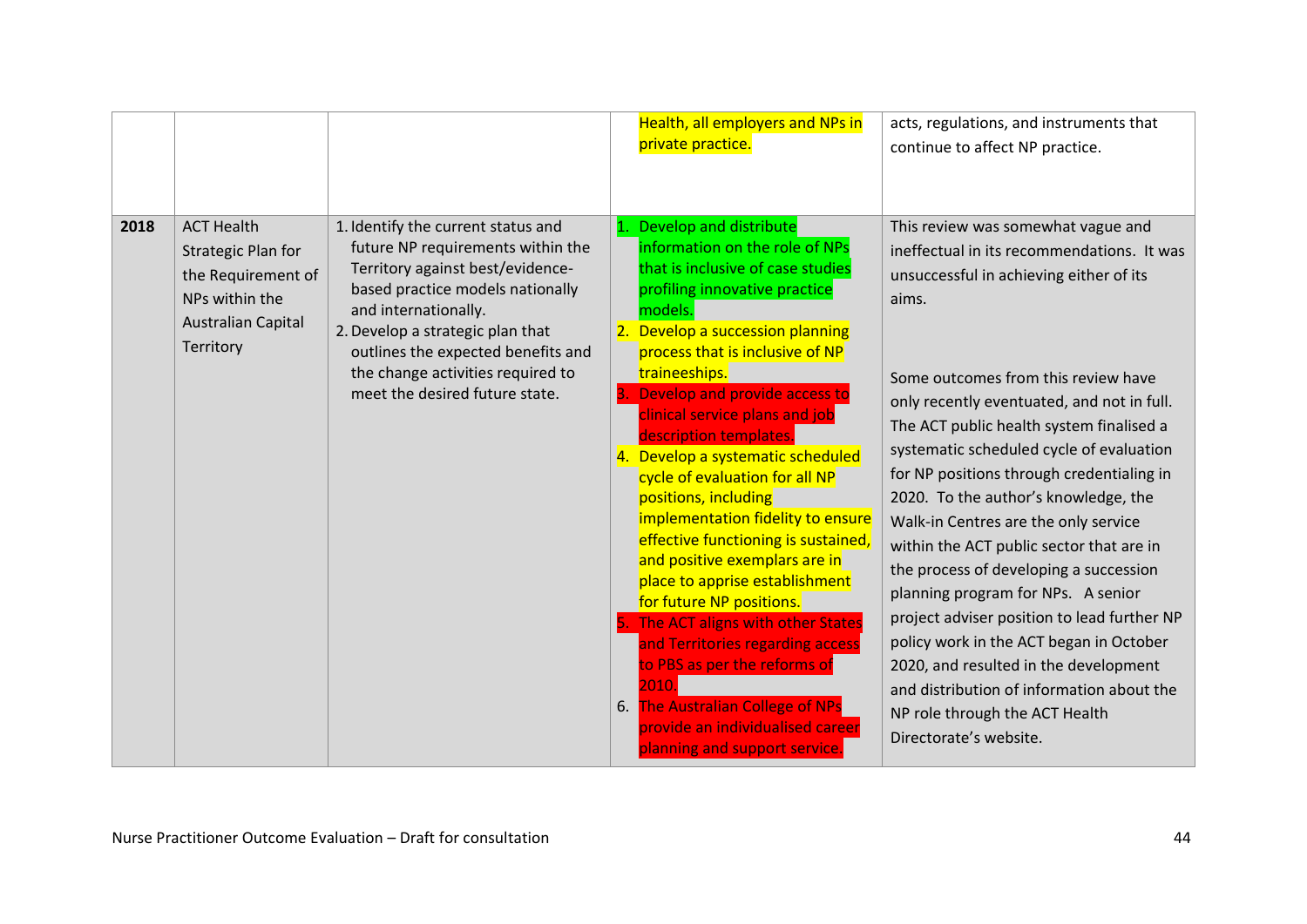| | | | | |
|---|---|---|---|---|
| | | | Health, all employers and NPs in private practice. | acts, regulations, and instruments that continue to affect NP practice. |
| **2018** | ACT Health Strategic Plan for the Requirement of NPs within the Australian Capital Territory | 1. Identify the current status and future NP requirements within the Territory against best/evidence-based practice models nationally and internationally.<br>2. Develop a strategic plan that outlines the expected benefits and the change activities required to meet the desired future state. | 1. Develop and distribute information on the role of NPs that is inclusive of case studies profiling innovative practice models.<br>2. Develop a succession planning process that is inclusive of NP traineeships.<br>3. Develop and provide access to clinical service plans and job description templates.<br>4. Develop a systematic scheduled cycle of evaluation for all NP positions, including implementation fidelity to ensure effective functioning is sustained, and positive exemplars are in place to apprise establishment for future NP positions.<br>5. The ACT aligns with other States and Territories regarding access to PBS as per the reforms of 2010.<br>6. The Australian College of NPs provide an individualised career planning and support service. | This review was somewhat vague and ineffectual in its recommendations. It was unsuccessful in achieving either of its aims.<br><br>Some outcomes from this review have only recently eventuated, and not in full. The ACT public health system finalised a systematic scheduled cycle of evaluation for NP positions through credentialing in 2020. To the author's knowledge, the Walk-in Centres are the only service within the ACT public sector that are in the process of developing a succession planning program for NPs. A senior project adviser position to lead further NP policy work in the ACT began in October 2020, and resulted in the development and distribution of information about the NP role through the ACT Health Directorate's website. |